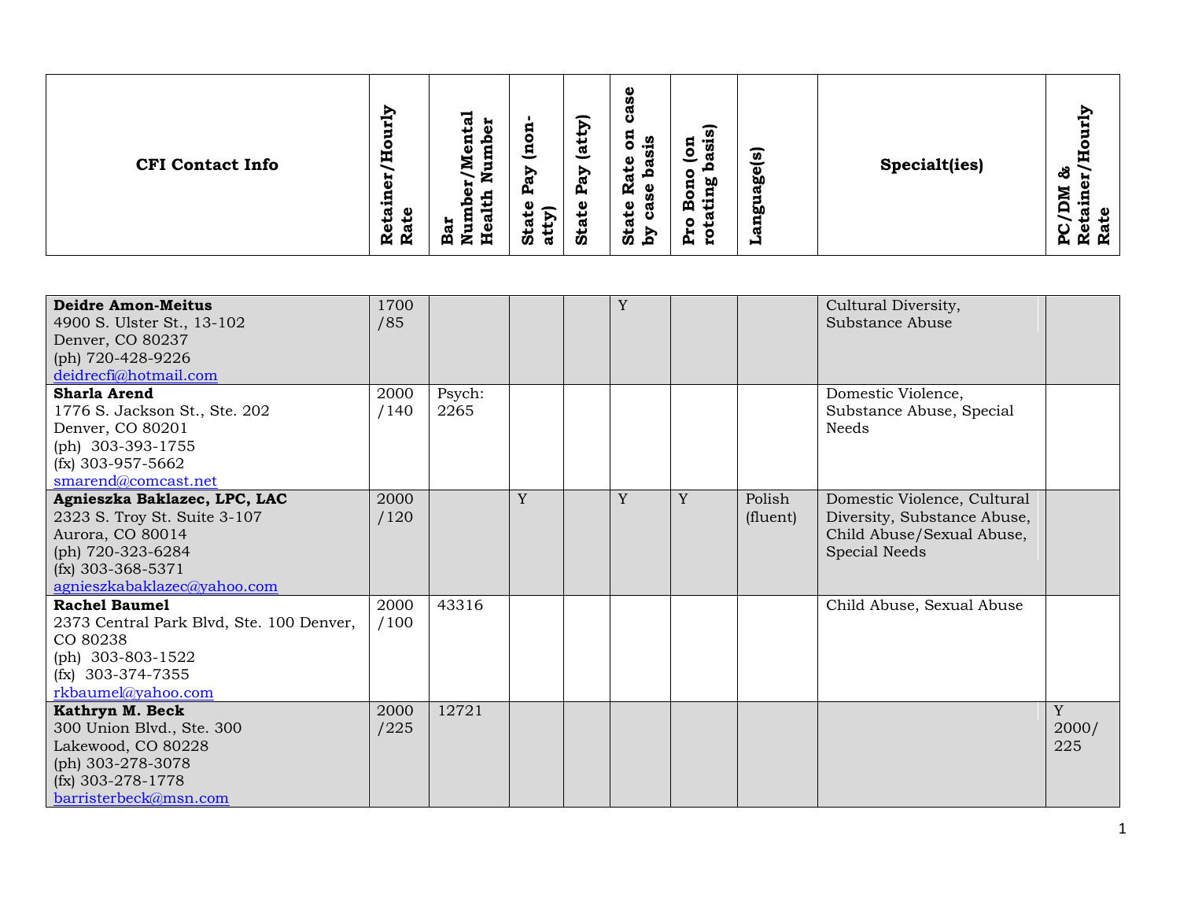| CFI Contact Info | Retainer/Hourly Rate | Bar Number/Mental Health Number | State Pay (non-atty) | State Pay (atty) | State Rate on case by case basis | Pro Bono (on rotating basis) | Language(s) | Specialt(ies) | PC/DM & Retainer/Hourly Rate |
|---|---|---|---|---|---|---|---|---|---|
| **Deidre Amon-Meitus**<br>4900 S. Ulster St., 13-102<br>Denver, CO 80237<br>(ph) 720-428-9226<br>deidrecfi@hotmail.com | 1700 /85 | | | | Y | | | Cultural Diversity, Substance Abuse | |
| **Sharla Arend**<br>1776 S. Jackson St., Ste. 202<br>Denver, CO 80201<br>(ph) 303-393-1755<br>(fx) 303-957-5662<br>smarend@comcast.net | 2000 /140 | Psych: 2265 | | | | | | Domestic Violence, Substance Abuse, Special Needs | |
| **Agnieszka Baklazec, LPC, LAC**<br>2323 S. Troy St. Suite 3-107<br>Aurora, CO 80014<br>(ph) 720-323-6284<br>(fx) 303-368-5371<br>agnieszkabaklazec@yahoo.com | 2000 /120 | | Y | | Y | Y | Polish (fluent) | Domestic Violence, Cultural Diversity, Substance Abuse, Child Abuse/Sexual Abuse, Special Needs | |
| **Rachel Baumel**<br>2373 Central Park Blvd, Ste. 100 Denver, CO 80238<br>(ph) 303-803-1522<br>(fx) 303-374-7355<br>rkbaumel@yahoo.com | 2000 /100 | 43316 | | | | | | Child Abuse, Sexual Abuse | |
| **Kathryn M. Beck**<br>300 Union Blvd., Ste. 300<br>Lakewood, CO 80228<br>(ph) 303-278-3078<br>(fx) 303-278-1778<br>barristerbeck@msn.com | 2000 /225 | 12721 | | | | | | | Y 2000/ 225 |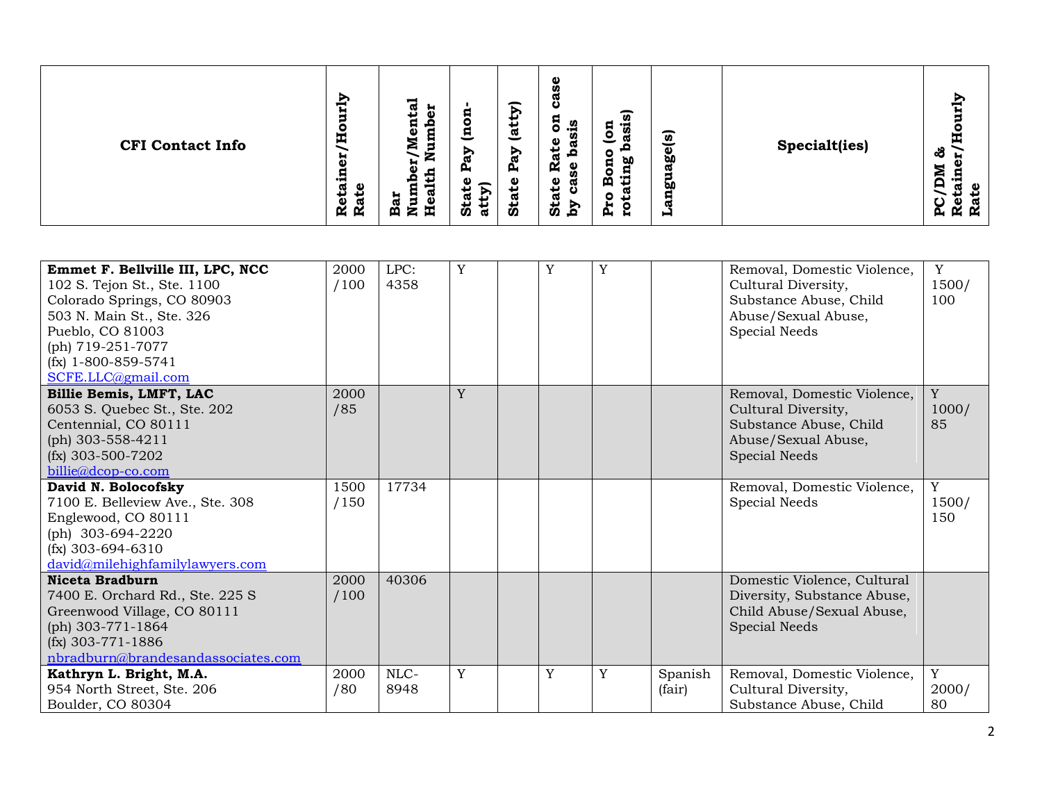| CFI Contact Info | Retainer/Hourly Rate | Bar Number/Mental Health Number | State Pay (non-atty) | State Pay (atty) | State Rate on case by case basis | Pro Bono (on rotating basis) | Language(s) | Specialt(ies) | PC/DM & Retainer/Hourly Rate |
|---|---|---|---|---|---|---|---|---|---|
| **Emmet F. Bellville III, LPC, NCC**<br>102 S. Tejon St., Ste. 1100<br>Colorado Springs, CO 80903<br>503 N. Main St., Ste. 326<br>Pueblo, CO 81003<br>(ph) 719-251-7077<br>(fx) 1-800-859-5741<br>SCFE.LLC@gmail.com | 2000 /100 | LPC: 4358 | Y | | Y | Y | | Removal, Domestic Violence, Cultural Diversity, Substance Abuse, Child Abuse/Sexual Abuse, Special Needs | Y 1500/ 100 |
| **Billie Bemis, LMFT, LAC**<br>6053 S. Quebec St., Ste. 202<br>Centennial, CO 80111<br>(ph) 303-558-4211<br>(fx) 303-500-7202<br>billie@dcop-co.com | 2000 /85 | | Y | | | | | Removal, Domestic Violence, Cultural Diversity, Substance Abuse, Child Abuse/Sexual Abuse, Special Needs | Y 1000/ 85 |
| **David N. Bolocofsky**<br>7100 E. Belleview Ave., Ste. 308<br>Englewood, CO 80111<br>(ph) 303-694-2220<br>(fx) 303-694-6310<br>david@milehighfamilylawyers.com | 1500 /150 | 17734 | | | | | | Removal, Domestic Violence, Special Needs | Y 1500/ 150 |
| **Niceta Bradburn**<br>7400 E. Orchard Rd., Ste. 225 S<br>Greenwood Village, CO 80111<br>(ph) 303-771-1864<br>(fx) 303-771-1886<br>nbradburn@brandesandassociates.com | 2000 /100 | 40306 | | | | | | Domestic Violence, Cultural Diversity, Substance Abuse, Child Abuse/Sexual Abuse, Special Needs | |
| **Kathryn L. Bright, M.A.**<br>954 North Street, Ste. 206<br>Boulder, CO 80304 | 2000 /80 | NLC-8948 | Y | | Y | Y | Spanish (fair) | Removal, Domestic Violence, Cultural Diversity, Substance Abuse, Child | Y 2000/ 80 |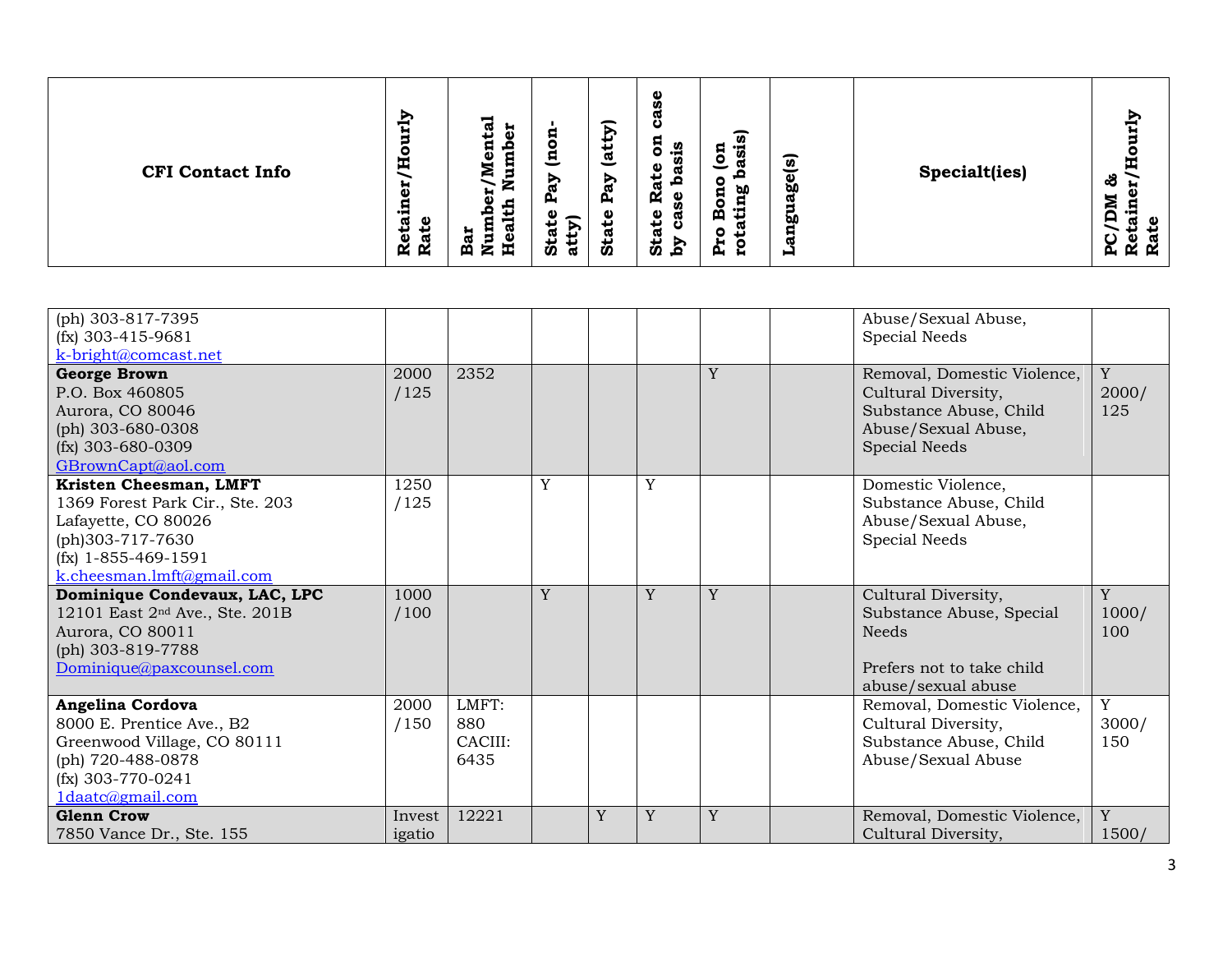| CFI Contact Info | Retainer/Hourly Rate | Bar Number/Mental Health Number | State Pay (non-atty) | State Pay (atty) | State Rate on case by case basis | Pro Bono (on rotating basis) | Language(s) | Specialt(ies) | PC/DM & Retainer/Hourly Rate |
|---|---|---|---|---|---|---|---|---|---|
| (ph) 303-817-7395<br>(fx) 303-415-9681<br>k-bright@comcast.net | | | | | | | | Abuse/Sexual Abuse, Special Needs | |
| **George Brown**<br>P.O. Box 460805<br>Aurora, CO 80046<br>(ph) 303-680-0308<br>(fx) 303-680-0309<br>GBrownCapt@aol.com | 2000 /125 | 2352 | | | | Y | | Removal, Domestic Violence, Cultural Diversity, Substance Abuse, Child Abuse/Sexual Abuse, Special Needs | Y 2000/ 125 |
| **Kristen Cheesman, LMFT**<br>1369 Forest Park Cir., Ste. 203<br>Lafayette, CO 80026<br>(ph)303-717-7630<br>(fx) 1-855-469-1591<br>k.cheesman.lmft@gmail.com | 1250 /125 | | Y | | Y | | | Domestic Violence, Substance Abuse, Child Abuse/Sexual Abuse, Special Needs | |
| **Dominique Condevaux, LAC, LPC**<br>12101 East 2nd Ave., Ste. 201B<br>Aurora, CO 80011<br>(ph) 303-819-7788<br>Dominique@paxcounsel.com | 1000 /100 | | Y | | Y | Y | | Cultural Diversity, Substance Abuse, Special Needs<br><br>Prefers not to take child abuse/sexual abuse | Y 1000/ 100 |
| **Angelina Cordova**<br>8000 E. Prentice Ave., B2<br>Greenwood Village, CO 80111<br>(ph) 720-488-0878<br>(fx) 303-770-0241<br>1daatc@gmail.com | 2000 /150 | LMFT: 880<br>CACIII: 6435 | | | | | | Removal, Domestic Violence, Cultural Diversity, Substance Abuse, Child Abuse/Sexual Abuse | Y 3000/ 150 |
| **Glenn Crow**<br>7850 Vance Dr., Ste. 155 | Investigatio | 12221 | | Y | Y | Y | | Removal, Domestic Violence, Cultural Diversity, | Y 1500/ |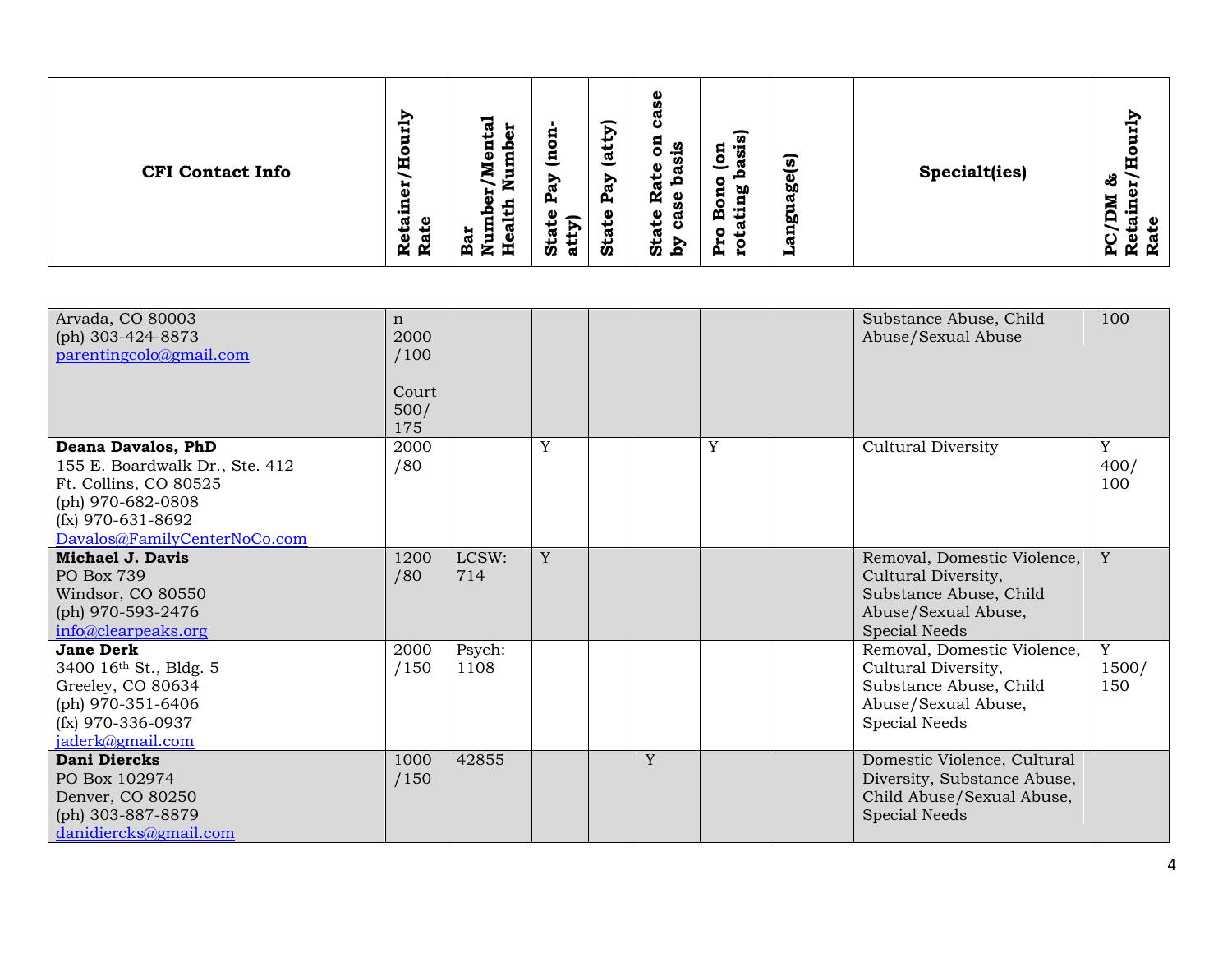| CFI Contact Info | Retainer/Hourly Rate | Bar Number/Mental Health Number | State Pay (non-atty) | State Pay (atty) | State Rate on case by case basis | Pro Bono (on rotating basis) | Language(s) | Specialt(ies) | PC/DM & Retainer/Hourly Rate |
|---|---|---|---|---|---|---|---|---|---|
| Arvada, CO 80003<br>(ph) 303-424-8873<br>parentingcolo@gmail.com | n<br>2000<br>/100<br><br>Court<br>500/<br>175 | | | | | | | Substance Abuse, Child Abuse/Sexual Abuse | 100 |
| **Deana Davalos, PhD**<br>155 E. Boardwalk Dr., Ste. 412<br>Ft. Collins, CO 80525<br>(ph) 970-682-0808<br>(fx) 970-631-8692<br>Davalos@FamilyCenterNoCo.com | 2000<br>/80 | | Y | | | Y | | Cultural Diversity | Y<br>400/<br>100 |
| **Michael J. Davis**<br>PO Box 739<br>Windsor, CO 80550<br>(ph) 970-593-2476<br>info@clearpeaks.org | 1200<br>/80 | LCSW:<br>714 | Y | | | | | Removal, Domestic Violence, Cultural Diversity, Substance Abuse, Child Abuse/Sexual Abuse, Special Needs | Y |
| **Jane Derk**<br>3400 16th St., Bldg. 5<br>Greeley, CO 80634<br>(ph) 970-351-6406<br>(fx) 970-336-0937<br>jaderk@gmail.com | 2000<br>/150 | Psych:<br>1108 | | | | | | Removal, Domestic Violence, Cultural Diversity, Substance Abuse, Child Abuse/Sexual Abuse, Special Needs | Y<br>1500/<br>150 |
| **Dani Diercks**<br>PO Box 102974<br>Denver, CO 80250<br>(ph) 303-887-8879<br>danidiercks@gmail.com | 1000<br>/150 | 42855 | | | Y | | | Domestic Violence, Cultural Diversity, Substance Abuse, Child Abuse/Sexual Abuse, Special Needs | |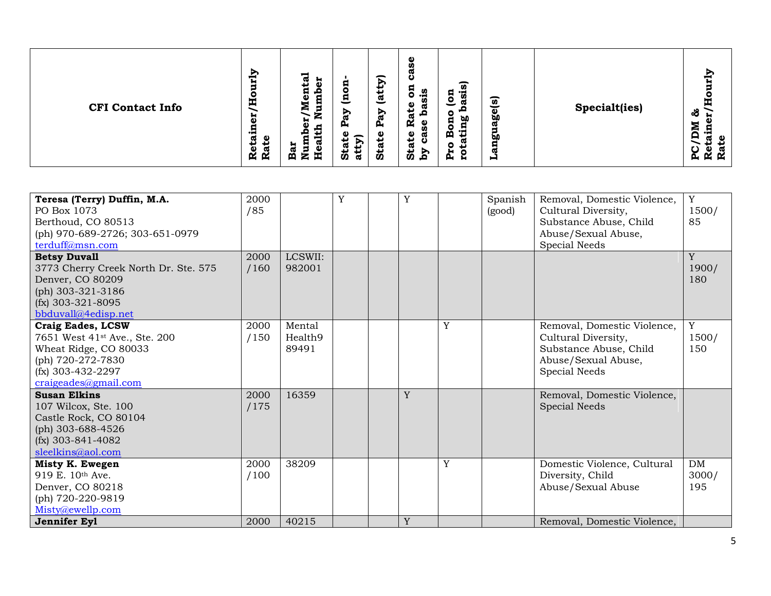| CFI Contact Info | Retainer/Hourly Rate | Bar Number/Mental Health Number | State Pay (non-atty) | State Pay (atty) | State Rate on case by case basis | Pro Bono (on rotating basis) | Language(s) | Specialt(ies) | PC/DM & Retainer/Hourly Rate |
|---|---|---|---|---|---|---|---|---|---|
| **Teresa (Terry) Duffin, M.A.**<br>PO Box 1073<br>Berthoud, CO 80513<br>(ph) 970-689-2726; 303-651-0979<br>terduff@msn.com | 2000 /85 | | Y | | Y | | Spanish (good) | Removal, Domestic Violence, Cultural Diversity, Substance Abuse, Child Abuse/Sexual Abuse, Special Needs | Y 1500/ 85 |
| **Betsy Duvall**<br>3773 Cherry Creek North Dr. Ste. 575<br>Denver, CO 80209<br>(ph) 303-321-3186<br>(fx) 303-321-8095<br>bbduvall@4edisp.net | 2000 /160 | LCSWII: 982001 | | | | | | | Y 1900/ 180 |
| **Craig Eades, LCSW**<br>7651 West 41st Ave., Ste. 200<br>Wheat Ridge, CO 80033<br>(ph) 720-272-7830<br>(fx) 303-432-2297<br>craigeades@gmail.com | 2000 /150 | Mental Health9 89491 | | | | Y | | Removal, Domestic Violence, Cultural Diversity, Substance Abuse, Child Abuse/Sexual Abuse, Special Needs | Y 1500/ 150 |
| **Susan Elkins**<br>107 Wilcox, Ste. 100<br>Castle Rock, CO 80104<br>(ph) 303-688-4526<br>(fx) 303-841-4082<br>sleelkins@aol.com | 2000 /175 | 16359 | | | Y | | | Removal, Domestic Violence, Special Needs | |
| **Misty K. Ewegen**<br>919 E. 10th Ave.<br>Denver, CO 80218<br>(ph) 720-220-9819<br>Misty@ewellp.com | 2000 /100 | 38209 | | | | Y | | Domestic Violence, Cultural Diversity, Child Abuse/Sexual Abuse | DM 3000/ 195 |
| **Jennifer Eyl** | 2000 | 40215 | | | Y | | | Removal, Domestic Violence, | |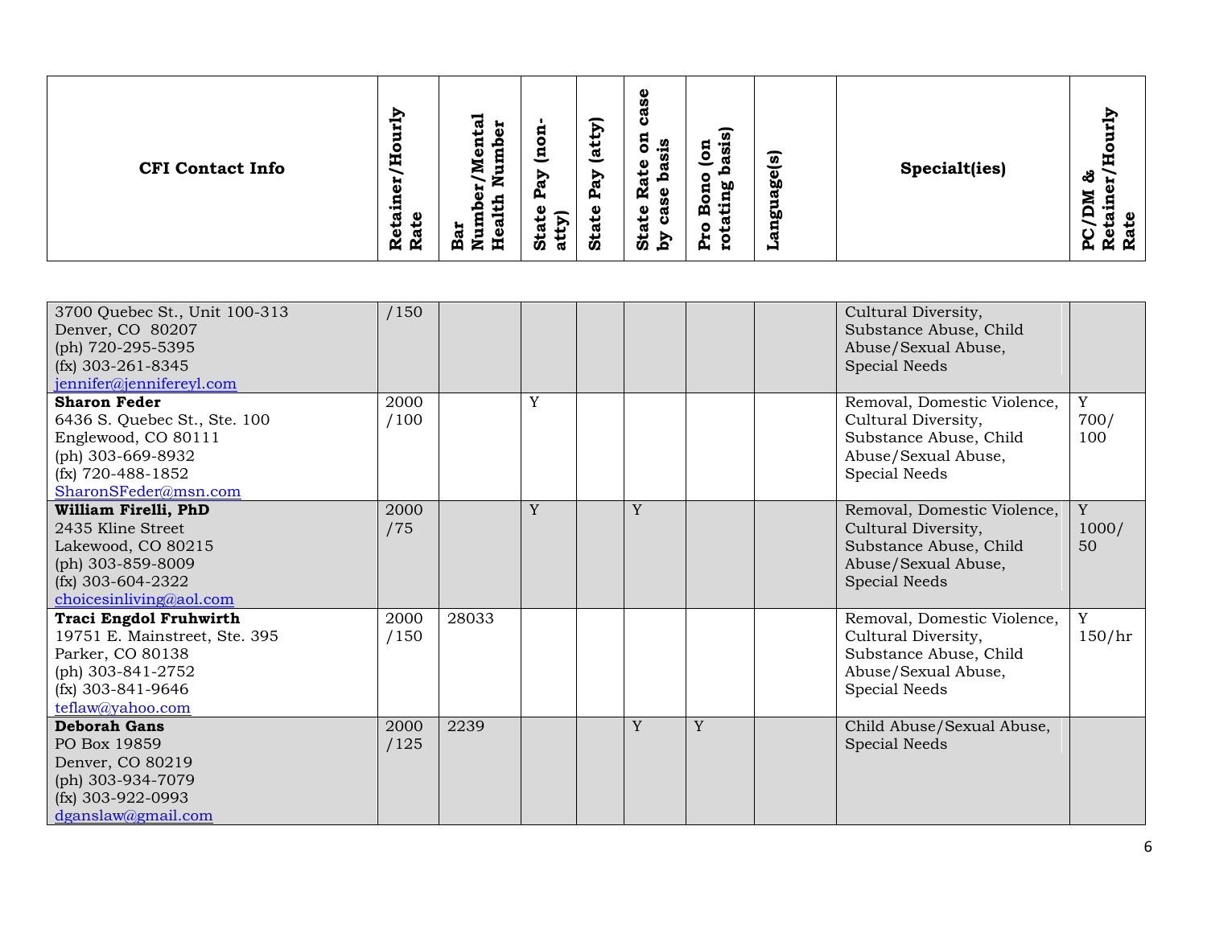| CFI Contact Info | Retainer/Hourly Rate | Bar Number/Mental Health Number | State Pay (non-atty) | State Pay (atty) | State Rate on case by case basis | Pro Bono (on rotating basis) | Language(s) | Specialt(ies) | PC/DM & Retainer/Hourly Rate |
|---|---|---|---|---|---|---|---|---|---|
| 3700 Quebec St., Unit 100-313<br>Denver, CO 80207<br>(ph) 720-295-5395<br>(fx) 303-261-8345<br>jennifer@jennifereyl.com | /150 | | | | | | | Cultural Diversity, Substance Abuse, Child Abuse/Sexual Abuse, Special Needs | |
| **Sharon Feder**<br>6436 S. Quebec St., Ste. 100<br>Englewood, CO 80111<br>(ph) 303-669-8932<br>(fx) 720-488-1852<br>SharonSFeder@msn.com | 2000 /100 | | Y | | | | | Removal, Domestic Violence, Cultural Diversity, Substance Abuse, Child Abuse/Sexual Abuse, Special Needs | Y 700/ 100 |
| **William Firelli, PhD**<br>2435 Kline Street<br>Lakewood, CO 80215<br>(ph) 303-859-8009<br>(fx) 303-604-2322<br>choicesinliving@aol.com | 2000 /75 | | Y | | Y | | | Removal, Domestic Violence, Cultural Diversity, Substance Abuse, Child Abuse/Sexual Abuse, Special Needs | Y 1000/ 50 |
| **Traci Engdol Fruhwirth**<br>19751 E. Mainstreet, Ste. 395<br>Parker, CO 80138<br>(ph) 303-841-2752<br>(fx) 303-841-9646<br>teflaw@yahoo.com | 2000 /150 | 28033 | | | | | | Removal, Domestic Violence, Cultural Diversity, Substance Abuse, Child Abuse/Sexual Abuse, Special Needs | Y 150/hr |
| **Deborah Gans**<br>PO Box 19859<br>Denver, CO 80219<br>(ph) 303-934-7079<br>(fx) 303-922-0993<br>dganslaw@gmail.com | 2000 /125 | 2239 | | | Y | Y | | Child Abuse/Sexual Abuse, Special Needs | |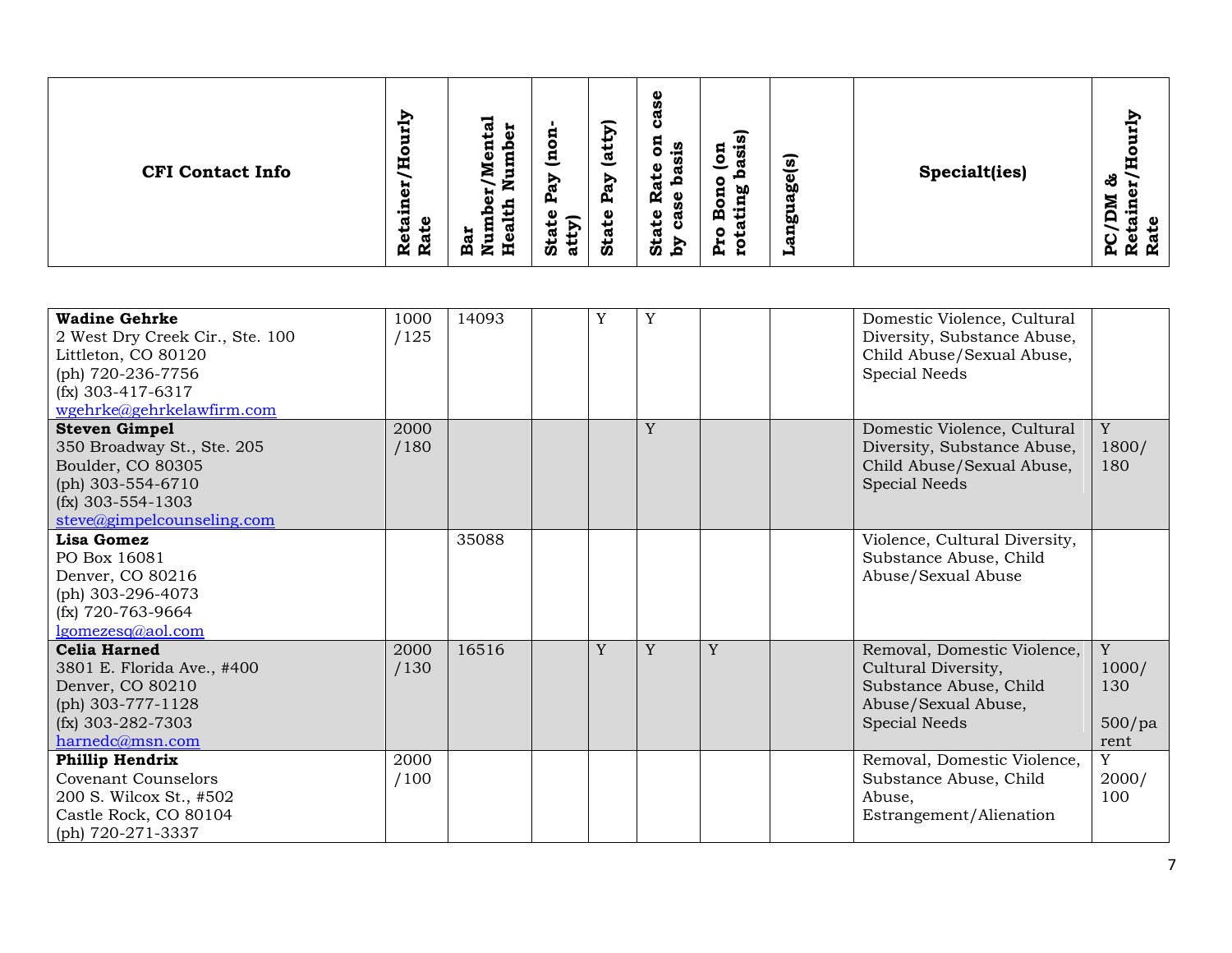| CFI Contact Info | Retainer/Hourly Rate | Bar Number/Mental Health Number | State Pay (non-atty) | State Pay (atty) | State Rate on case by case basis | Pro Bono (on rotating basis) | Language(s) | Specialt(ies) | PC/DM & Retainer/Hourly Rate |
|---|---|---|---|---|---|---|---|---|---|
| **Wadine Gehrke**<br>2 West Dry Creek Cir., Ste. 100<br>Littleton, CO 80120<br>(ph) 720-236-7756<br>(fx) 303-417-6317<br>wgehrke@gehrkelawfirm.com | 1000/125 | 14093 | | Y | Y | | | Domestic Violence, Cultural Diversity, Substance Abuse, Child Abuse/Sexual Abuse, Special Needs | |
| **Steven Gimpel**<br>350 Broadway St., Ste. 205<br>Boulder, CO 80305<br>(ph) 303-554-6710<br>(fx) 303-554-1303<br>steve@gimpelcounseling.com | 2000/180 | | | | Y | | | Domestic Violence, Cultural Diversity, Substance Abuse, Child Abuse/Sexual Abuse, Special Needs | Y<br>1800/180 |
| **Lisa Gomez**<br>PO Box 16081<br>Denver, CO 80216<br>(ph) 303-296-4073<br>(fx) 720-763-9664<br>lgomezesq@aol.com | | 35088 | | | | | | Violence, Cultural Diversity, Substance Abuse, Child Abuse/Sexual Abuse | |
| **Celia Harned**<br>3801 E. Florida Ave., #400<br>Denver, CO 80210<br>(ph) 303-777-1128<br>(fx) 303-282-7303<br>harnedc@msn.com | 2000/130 | 16516 | | Y | Y | Y | | Removal, Domestic Violence, Cultural Diversity, Substance Abuse, Child Abuse/Sexual Abuse, Special Needs | Y<br>1000/130<br><br>500/parent |
| **Phillip Hendrix**<br>Covenant Counselors<br>200 S. Wilcox St., #502<br>Castle Rock, CO 80104<br>(ph) 720-271-3337 | 2000/100 | | | | | | | Removal, Domestic Violence, Substance Abuse, Child Abuse, Estrangement/Alienation | Y<br>2000/100 |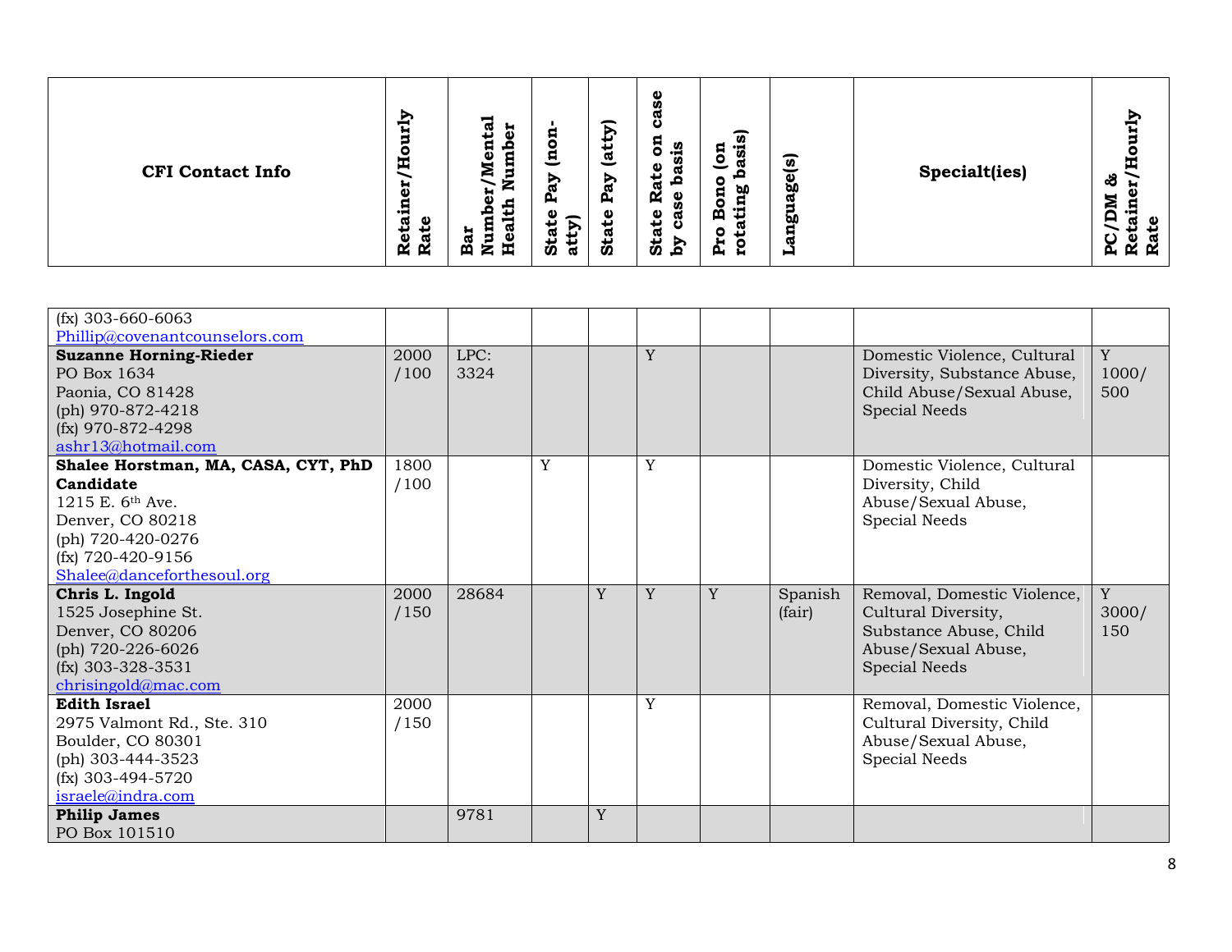| CFI Contact Info | Retainer/Hourly Rate | Bar Number/Mental Health Number | State Pay (non-atty) | State Pay (atty) | State Rate on case by case basis | Pro Bono (on rotating basis) | Language(s) | Specialt(ies) | PC/DM & Retainer/Hourly Rate |
|---|---|---|---|---|---|---|---|---|---|
| (fx) 303-660-6063<br>Phillip@covenantcounselors.com | | | | | | | | | |
| **Suzanne Horning-Rieder**<br>PO Box 1634<br>Paonia, CO 81428<br>(ph) 970-872-4218<br>(fx) 970-872-4298<br>ashr13@hotmail.com | 2000/100 | LPC: 3324 | | | Y | | | Domestic Violence, Cultural Diversity, Substance Abuse, Child Abuse/Sexual Abuse, Special Needs | Y 1000/500 |
| **Shalee Horstman, MA, CASA, CYT, PhD Candidate**<br>1215 E. 6th Ave.<br>Denver, CO 80218<br>(ph) 720-420-0276<br>(fx) 720-420-9156<br>Shalee@danceforthesoul.org | 1800/100 | | Y | | Y | | | Domestic Violence, Cultural Diversity, Child Abuse/Sexual Abuse, Special Needs | |
| **Chris L. Ingold**<br>1525 Josephine St.<br>Denver, CO 80206<br>(ph) 720-226-6026<br>(fx) 303-328-3531<br>chrisingold@mac.com | 2000/150 | 28684 | | Y | Y | Y | Spanish (fair) | Removal, Domestic Violence, Cultural Diversity, Substance Abuse, Child Abuse/Sexual Abuse, Special Needs | Y 3000/150 |
| **Edith Israel**<br>2975 Valmont Rd., Ste. 310<br>Boulder, CO 80301<br>(ph) 303-444-3523<br>(fx) 303-494-5720<br>israele@indra.com | 2000/150 | | | | Y | | | Removal, Domestic Violence, Cultural Diversity, Child Abuse/Sexual Abuse, Special Needs | |
| **Philip James**<br>PO Box 101510 | | 9781 | | Y | | | | | |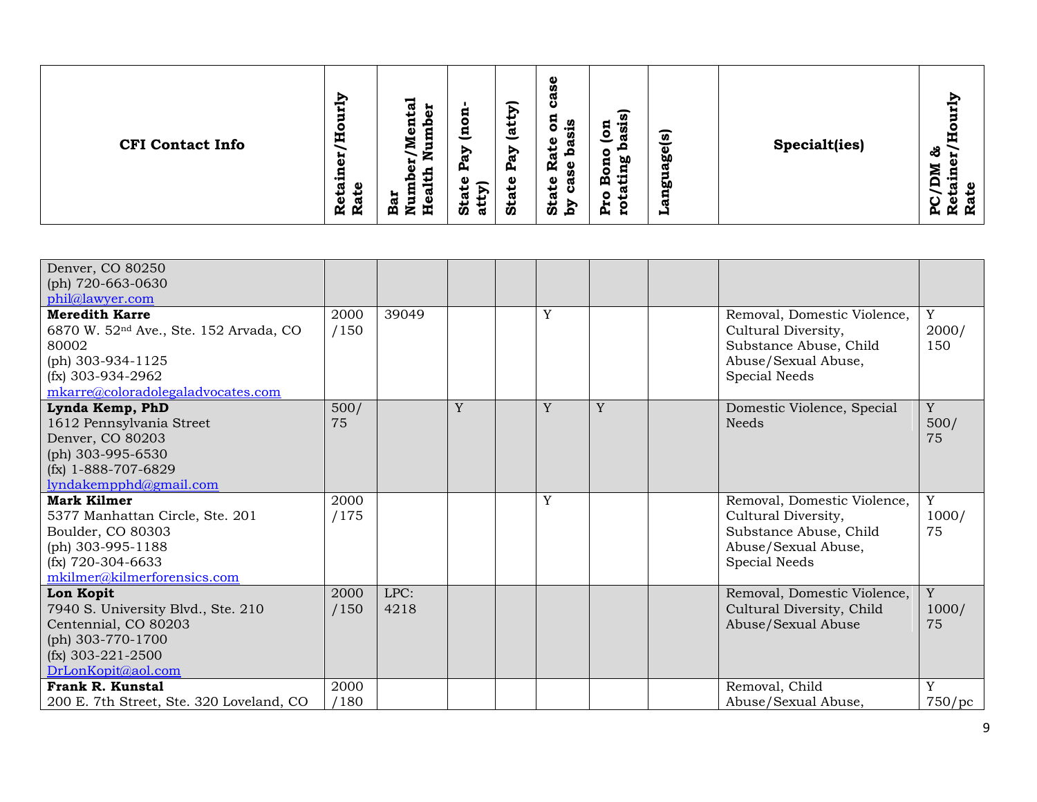| CFI Contact Info | Retainer/Hourly Rate | Bar Number/Mental Health Number | State Pay (non-atty) | State Pay (atty) | State Rate on case by case basis | Pro Bono (on rotating basis) | Language(s) | Specialt(ies) | PC/DM & Retainer/Hourly Rate |
|---|---|---|---|---|---|---|---|---|---|
| Denver, CO 80250<br>(ph) 720-663-0630<br>phil@lawyer.com | | | | | | | | | |
| **Meredith Karre**<br>6870 W. 52nd Ave., Ste. 152 Arvada, CO 80002<br>(ph) 303-934-1125<br>(fx) 303-934-2962<br>mkarre@coloradolegaladvocates.com | 2000/150 | 39049 | | | Y | | | Removal, Domestic Violence, Cultural Diversity, Substance Abuse, Child Abuse/Sexual Abuse, Special Needs | Y<br>2000/150 |
| **Lynda Kemp, PhD**<br>1612 Pennsylvania Street<br>Denver, CO 80203<br>(ph) 303-995-6530<br>(fx) 1-888-707-6829<br>lyndakempphd@gmail.com | 500/75 | | Y | | Y | Y | | Domestic Violence, Special Needs | Y<br>500/75 |
| **Mark Kilmer**<br>5377 Manhattan Circle, Ste. 201<br>Boulder, CO 80303<br>(ph) 303-995-1188<br>(fx) 720-304-6633<br>mkilmer@kilmerforensics.com | 2000/175 | | | | Y | | | Removal, Domestic Violence, Cultural Diversity, Substance Abuse, Child Abuse/Sexual Abuse, Special Needs | Y<br>1000/75 |
| **Lon Kopit**<br>7940 S. University Blvd., Ste. 210<br>Centennial, CO 80203<br>(ph) 303-770-1700<br>(fx) 303-221-2500<br>DrLonKopit@aol.com | 2000/150 | LPC: 4218 | | | | | | Removal, Domestic Violence, Cultural Diversity, Child Abuse/Sexual Abuse | Y<br>1000/75 |
| **Frank R. Kunstal**<br>200 E. 7th Street, Ste. 320 Loveland, CO | 2000/180 | | | | | | | Removal, Child Abuse/Sexual Abuse, | Y<br>750/pc |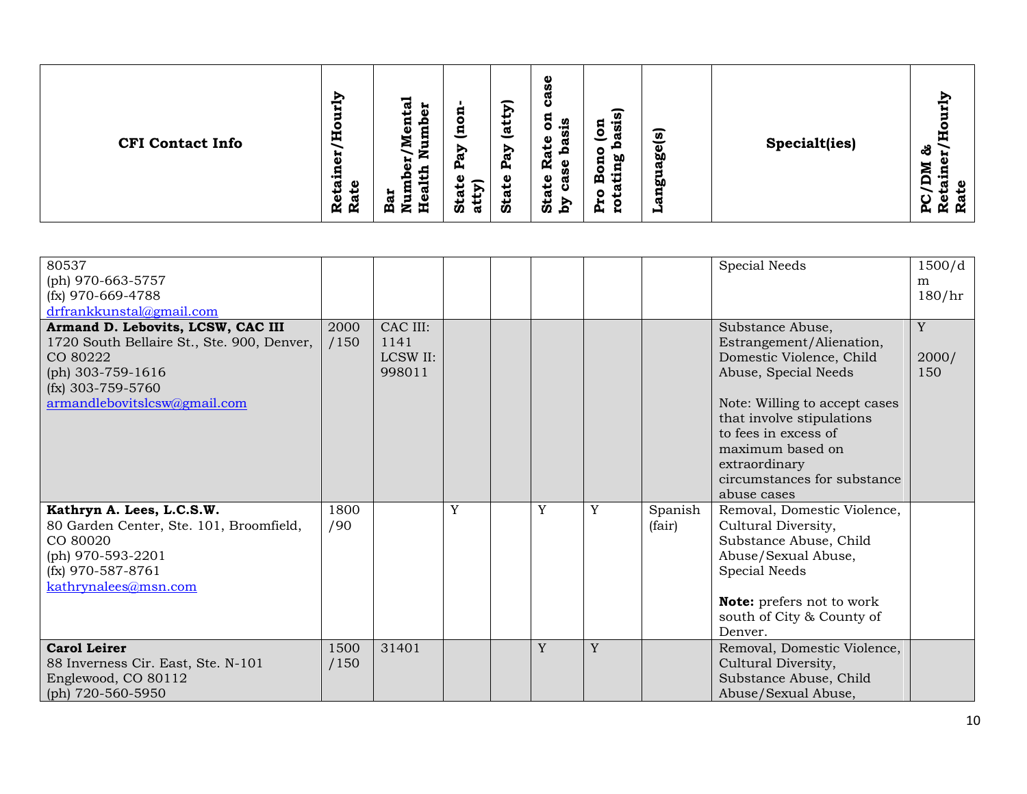| CFI Contact Info | Retainer/Hourly Rate | Bar Number/Mental Health Number | State Pay (non-atty) | State Pay (atty) | State Rate on case by case basis | Pro Bono (on rotating basis) | Language(s) | Specialt(ies) | PC/DM & Retainer/Hourly Rate |
|---|---|---|---|---|---|---|---|---|---|
| 80537<br>(ph) 970-663-5757<br>(fx) 970-669-4788<br>drfrankkunstal@gmail.com | | | | | | | | Special Needs | 1500/dm<br>180/hr |
| **Armand D. Lebovits, LCSW, CAC III**<br>1720 South Bellaire St., Ste. 900, Denver, CO 80222<br>(ph) 303-759-1616<br>(fx) 303-759-5760<br>armandlebovitslcsw@gmail.com | 2000/150 | CAC III: 1141<br>LCSW II: 998011 | | | | | | Substance Abuse, Estrangement/Alienation, Domestic Violence, Child Abuse, Special Needs<br><br>Note: Willing to accept cases that involve stipulations to fees in excess of maximum based on extraordinary circumstances for substance abuse cases | Y<br><br>2000/150 |
| **Kathryn A. Lees, L.C.S.W.**<br>80 Garden Center, Ste. 101, Broomfield, CO 80020<br>(ph) 970-593-2201<br>(fx) 970-587-8761<br>kathrynalees@msn.com | 1800/90 | | Y | | Y | Y | Spanish (fair) | Removal, Domestic Violence, Cultural Diversity, Substance Abuse, Child Abuse/Sexual Abuse, Special Needs<br><br>**Note:** prefers not to work south of City & County of Denver. | |
| **Carol Leirer**<br>88 Inverness Cir. East, Ste. N-101<br>Englewood, CO 80112<br>(ph) 720-560-5950 | 1500/150 | 31401 | | | Y | Y | | Removal, Domestic Violence, Cultural Diversity, Substance Abuse, Child Abuse/Sexual Abuse, | |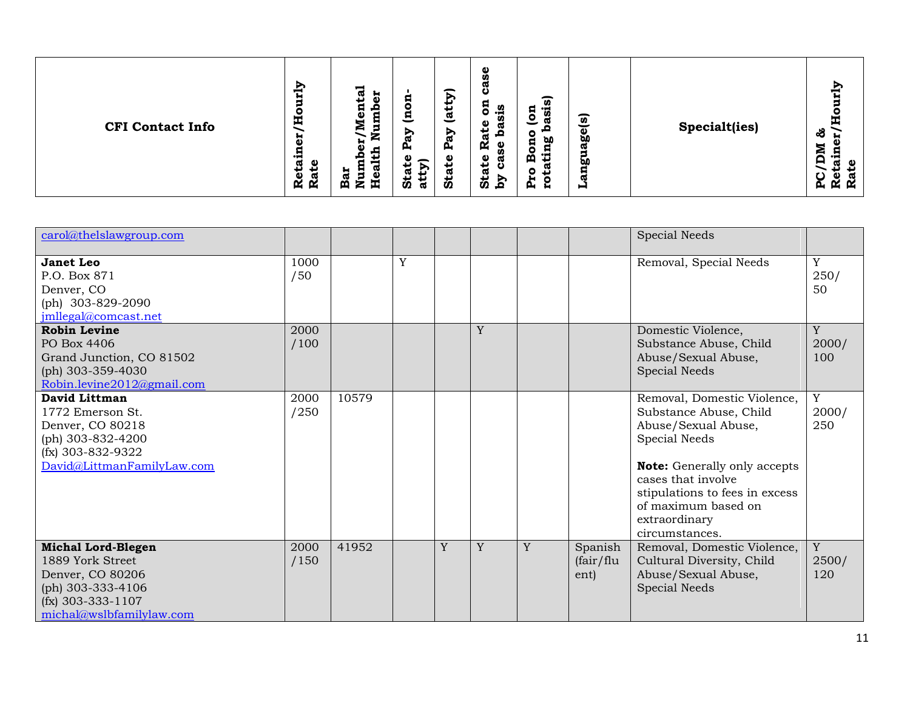| CFI Contact Info | Retainer/Hourly Rate | Bar Number/Mental Health Number | State Pay (non-atty) | State Pay (atty) | State Rate on case by case basis | Pro Bono (on rotating basis) | Language(s) | Specialt(ies) | PC/DM & Retainer/Hourly Rate |
|---|---|---|---|---|---|---|---|---|---|
| carol@thelslawgroup.com | | | | | | | | Special Needs | |
| **Janet Leo**<br>P.O. Box 871<br>Denver, CO<br>(ph) 303-829-2090<br>jmllegal@comcast.net | 1000 /50 | | Y | | | | | Removal, Special Needs | Y 250/ 50 |
| **Robin Levine**<br>PO Box 4406<br>Grand Junction, CO 81502<br>(ph) 303-359-4030<br>Robin.levine2012@gmail.com | 2000 /100 | | | | Y | | | Domestic Violence, Substance Abuse, Child Abuse/Sexual Abuse, Special Needs | Y 2000/ 100 |
| **David Littman**<br>1772 Emerson St.<br>Denver, CO 80218<br>(ph) 303-832-4200<br>(fx) 303-832-9322<br>David@LittmanFamilyLaw.com | 2000 /250 | 10579 | | | | | | Removal, Domestic Violence, Substance Abuse, Child Abuse/Sexual Abuse, Special Needs<br><br>**Note:** Generally only accepts cases that involve stipulations to fees in excess of maximum based on extraordinary circumstances. | Y 2000/ 250 |
| **Michal Lord-Blegen**<br>1889 York Street<br>Denver, CO 80206<br>(ph) 303-333-4106<br>(fx) 303-333-1107<br>michal@wslbfamilylaw.com | 2000 /150 | 41952 | | Y | Y | Y | Spanish (fair/fluent) | Removal, Domestic Violence, Cultural Diversity, Child Abuse/Sexual Abuse, Special Needs | Y 2500/ 120 |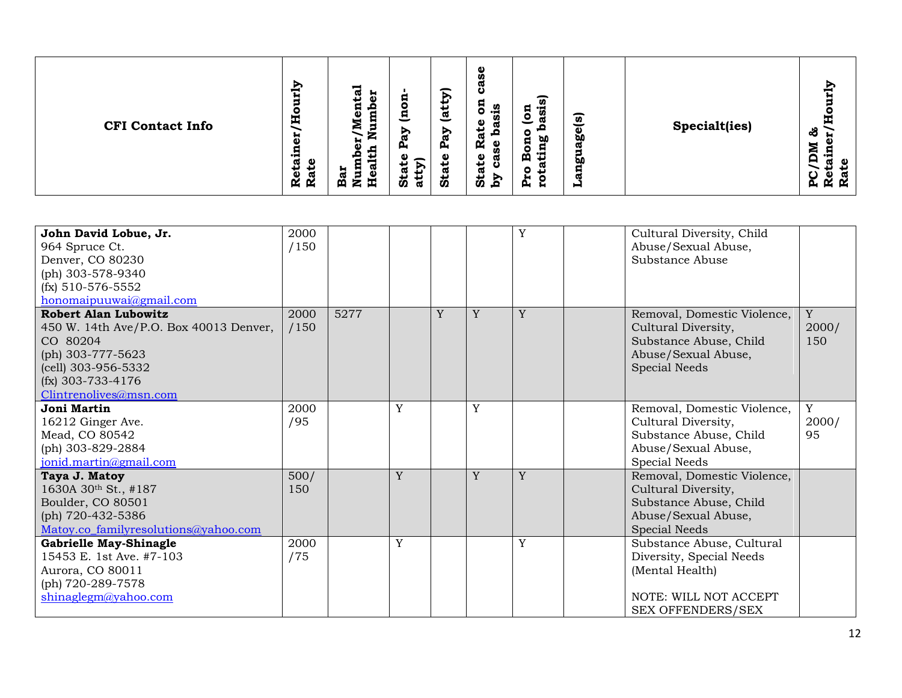| CFI Contact Info | Retainer/Hourly Rate | Bar Number/Mental Health Number | State Pay (non-atty) | State Pay (atty) | State Rate on case by case basis | Pro Bono (on rotating basis) | Language(s) | Specialt(ies) | PC/DM & Retainer/Hourly Rate |
|---|---|---|---|---|---|---|---|---|---|
| **John David Lobue, Jr.**<br>964 Spruce Ct.<br>Denver, CO 80230<br>(ph) 303-578-9340<br>(fx) 510-576-5552<br>honomaipuuwai@gmail.com | 2000 /150 | | | | | Y | | Cultural Diversity, Child Abuse/Sexual Abuse, Substance Abuse | |
| **Robert Alan Lubowitz**<br>450 W. 14th Ave/P.O. Box 40013 Denver, CO 80204<br>(ph) 303-777-5623<br>(cell) 303-956-5332<br>(fx) 303-733-4176<br>Clintrenolives@msn.com | 2000 /150 | 5277 | | Y | Y | Y | | Removal, Domestic Violence, Cultural Diversity, Substance Abuse, Child Abuse/Sexual Abuse, Special Needs | Y 2000/ 150 |
| **Joni Martin**<br>16212 Ginger Ave.<br>Mead, CO 80542<br>(ph) 303-829-2884<br>jonid.martin@gmail.com | 2000 /95 | | Y | | Y | | | Removal, Domestic Violence, Cultural Diversity, Substance Abuse, Child Abuse/Sexual Abuse, Special Needs | Y 2000/ 95 |
| **Taya J. Matoy**<br>1630A 30th St., #187<br>Boulder, CO 80501<br>(ph) 720-432-5386<br>Matoy.co_familyresolutions@yahoo.com | 500/ 150 | | Y | | Y | Y | | Removal, Domestic Violence, Cultural Diversity, Substance Abuse, Child Abuse/Sexual Abuse, Special Needs | |
| **Gabrielle May-Shinagle**<br>15453 E. 1st Ave. #7-103<br>Aurora, CO 80011<br>(ph) 720-289-7578<br>shinaglegm@yahoo.com | 2000 /75 | | Y | | | Y | | Substance Abuse, Cultural Diversity, Special Needs (Mental Health)<br><br>NOTE: WILL NOT ACCEPT SEX OFFENDERS/SEX | |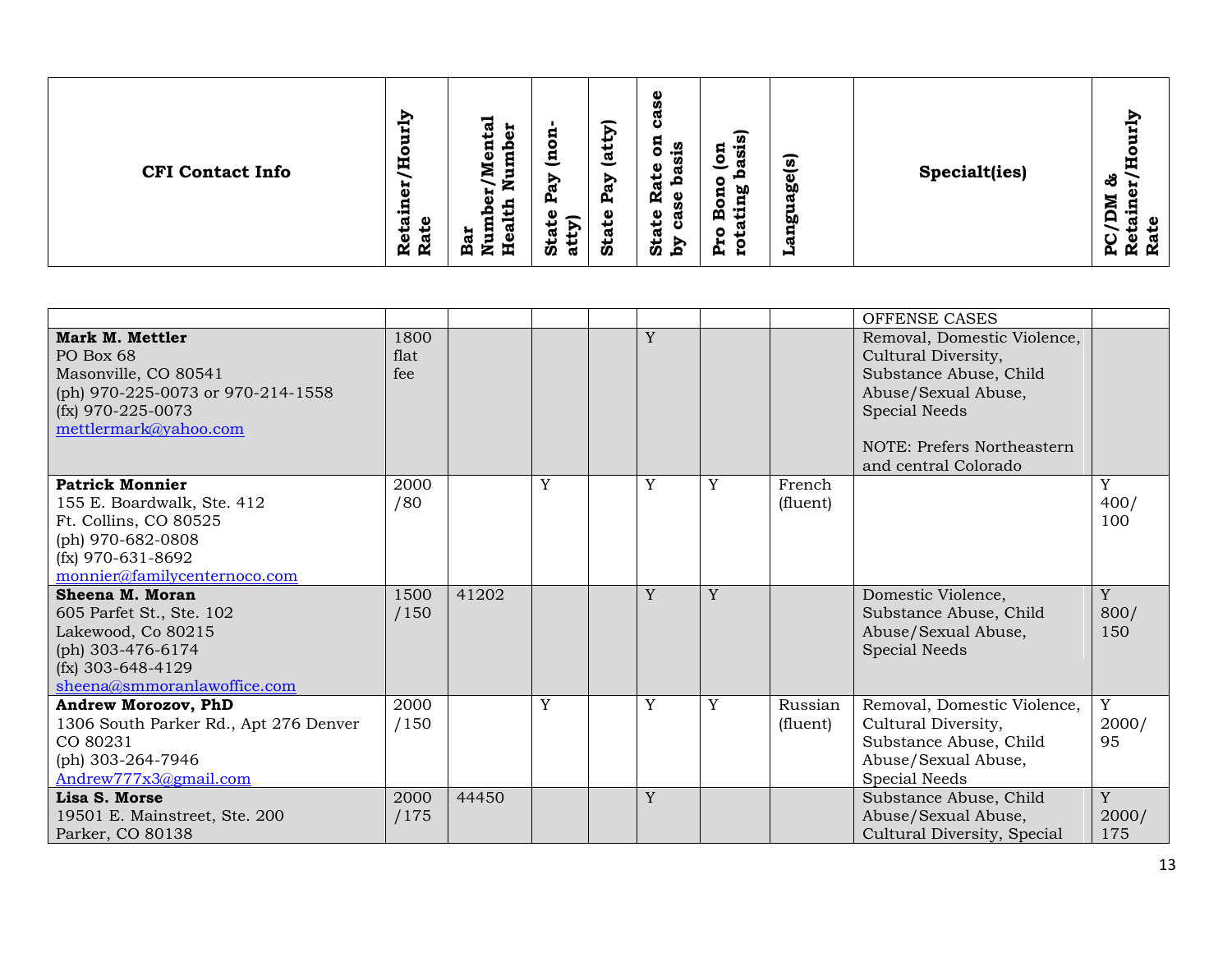| CFI Contact Info | Retainer/Hourly Rate | Bar Number/Mental Health Number | State Pay (non-atty) | State Pay (atty) | State Rate on case by case basis | Pro Bono (on rotating basis) | Language(s) | Specialt(ies) | PC/DM & Retainer/Hourly Rate |
|---|---|---|---|---|---|---|---|---|---|
| | | | | | | | | OFFENSE CASES | |
| **Mark M. Mettler**<br>PO Box 68<br>Masonville, CO 80541<br>(ph) 970-225-0073 or 970-214-1558<br>(fx) 970-225-0073<br>mettlermark@yahoo.com | 1800 flat fee | | | | Y | | | Removal, Domestic Violence, Cultural Diversity, Substance Abuse, Child Abuse/Sexual Abuse, Special Needs<br><br>NOTE: Prefers Northeastern and central Colorado | |
| **Patrick Monnier**<br>155 E. Boardwalk, Ste. 412<br>Ft. Collins, CO 80525<br>(ph) 970-682-0808<br>(fx) 970-631-8692<br>monnier@familycenternoco.com | 2000 /80 | | Y | | Y | Y | French (fluent) | | Y 400/ 100 |
| **Sheena M. Moran**<br>605 Parfet St., Ste. 102<br>Lakewood, Co 80215<br>(ph) 303-476-6174<br>(fx) 303-648-4129<br>sheena@smmoranlawoffice.com | 1500 /150 | 41202 | | | Y | Y | | Domestic Violence, Substance Abuse, Child Abuse/Sexual Abuse, Special Needs | Y 800/ 150 |
| **Andrew Morozov, PhD**<br>1306 South Parker Rd., Apt 276 Denver CO 80231<br>(ph) 303-264-7946<br>Andrew777x3@gmail.com | 2000 /150 | | Y | | Y | Y | Russian (fluent) | Removal, Domestic Violence, Cultural Diversity, Substance Abuse, Child Abuse/Sexual Abuse, Special Needs | Y 2000/ 95 |
| **Lisa S. Morse**<br>19501 E. Mainstreet, Ste. 200<br>Parker, CO 80138 | 2000 /175 | 44450 | | | Y | | | Substance Abuse, Child Abuse/Sexual Abuse, Cultural Diversity, Special | Y 2000/ 175 |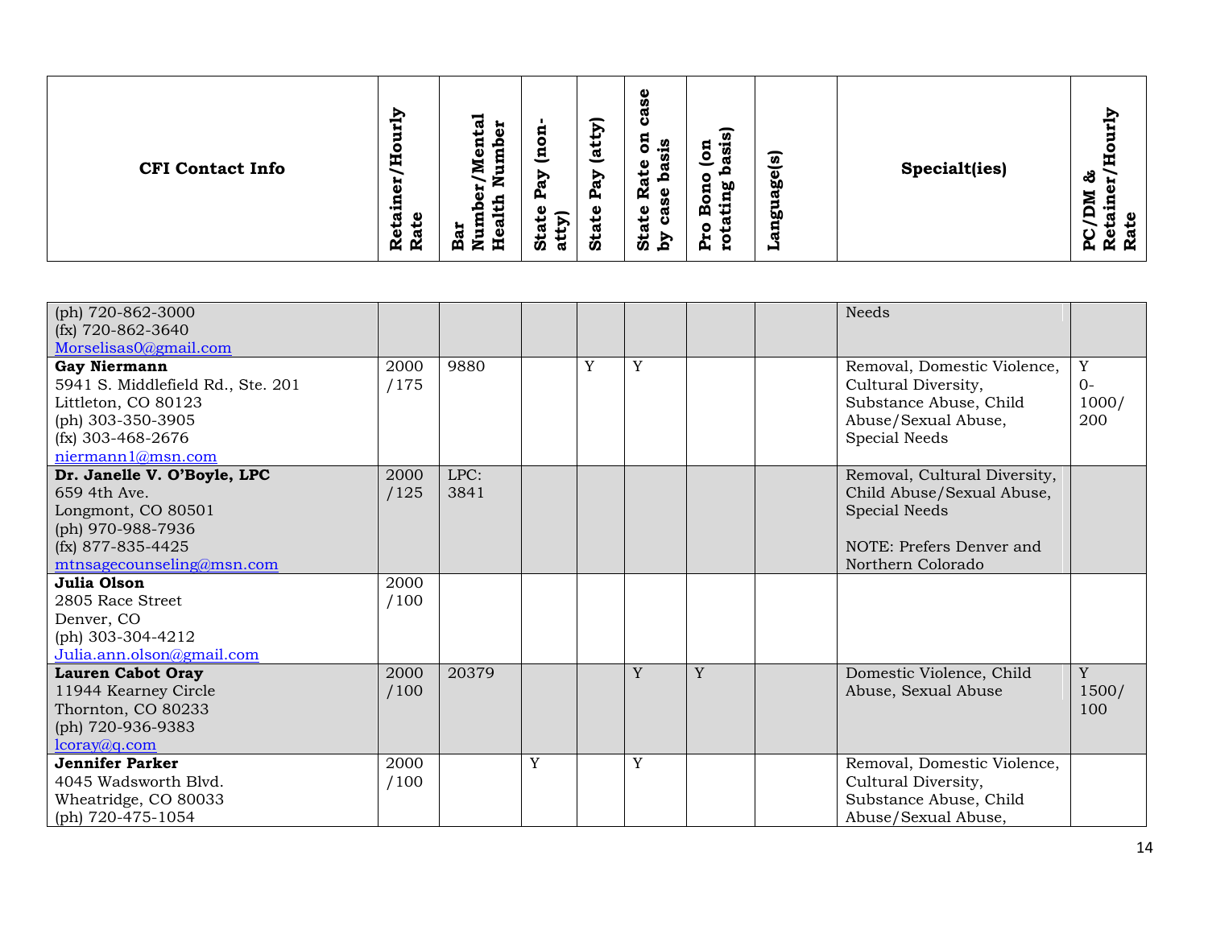| CFI Contact Info | Retainer/Hourly Rate | Bar Number/Mental Health Number | State Pay (non-atty) | State Pay (atty) | State Rate on case by case basis | Pro Bono (on rotating basis) | Language(s) | Specialt(ies) | PC/DM & Retainer/Hourly Rate |
|---|---|---|---|---|---|---|---|---|---|
| (ph) 720-862-3000<br>(fx) 720-862-3640<br>Morselisas0@gmail.com | | | | | | | | Needs | |
| **Gay Niermann**<br>5941 S. Middlefield Rd., Ste. 201<br>Littleton, CO 80123<br>(ph) 303-350-3905<br>(fx) 303-468-2676<br>niermann1@msn.com | 2000 /175 | 9880 | | Y | Y | | | Removal, Domestic Violence, Cultural Diversity, Substance Abuse, Child Abuse/Sexual Abuse, Special Needs | Y<br>0-1000/ 200 |
| **Dr. Janelle V. O'Boyle, LPC**<br>659 4th Ave.<br>Longmont, CO 80501<br>(ph) 970-988-7936<br>(fx) 877-835-4425<br>mtnsagecounseling@msn.com | 2000 /125 | LPC: 3841 | | | | | | Removal, Cultural Diversity, Child Abuse/Sexual Abuse, Special Needs<br><br>NOTE: Prefers Denver and Northern Colorado | |
| **Julia Olson**<br>2805 Race Street<br>Denver, CO<br>(ph) 303-304-4212<br>Julia.ann.olson@gmail.com | 2000 /100 | | | | | | | | |
| **Lauren Cabot Oray**<br>11944 Kearney Circle<br>Thornton, CO 80233<br>(ph) 720-936-9383<br>lcoray@q.com | 2000 /100 | 20379 | | | Y | Y | | Domestic Violence, Child Abuse, Sexual Abuse | Y<br>1500/ 100 |
| **Jennifer Parker**<br>4045 Wadsworth Blvd.<br>Wheatridge, CO 80033<br>(ph) 720-475-1054 | 2000 /100 | | Y | | Y | | | Removal, Domestic Violence, Cultural Diversity, Substance Abuse, Child Abuse/Sexual Abuse, | |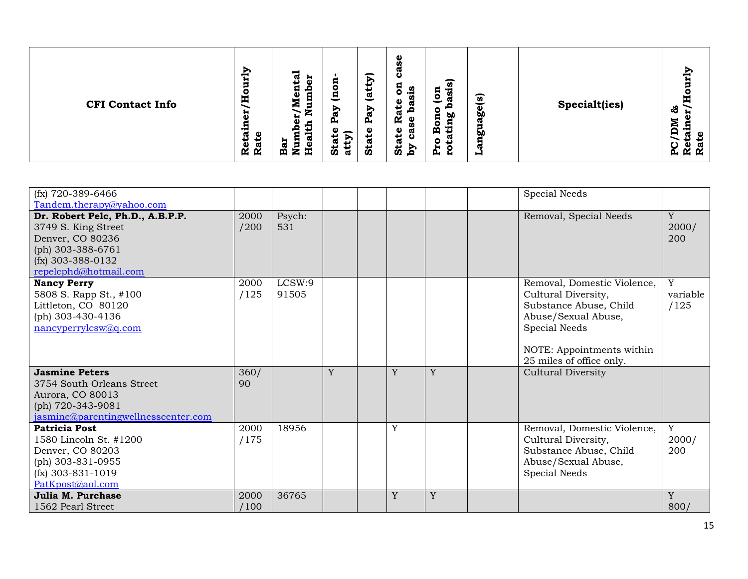| CFI Contact Info | Retainer/Hourly Rate | Bar Number/Mental Health Number | State Pay (non-atty) | State Pay (atty) | State Rate on case by case basis | Pro Bono (on rotating basis) | Language(s) | Specialt(ies) | PC/DM & Retainer/Hourly Rate |
|---|---|---|---|---|---|---|---|---|---|
| (fx) 720-389-6466<br>Tandem.therapy@yahoo.com | | | | | | | | Special Needs | |
| **Dr. Robert Pelc, Ph.D., A.B.P.P.**<br>3749 S. King Street<br>Denver, CO 80236<br>(ph) 303-388-6761<br>(fx) 303-388-0132<br>repelcphd@hotmail.com | 2000/200 | Psych: 531 | | | | | | Removal, Special Needs | Y 2000/200 |
| **Nancy Perry**<br>5808 S. Rapp St., #100<br>Littleton, CO 80120<br>(ph) 303-430-4136<br>nancyperrylcsw@q.com | 2000/125 | LCSW:991505 | | | | | | Removal, Domestic Violence, Cultural Diversity, Substance Abuse, Child Abuse/Sexual Abuse, Special Needs<br><br>NOTE: Appointments within 25 miles of office only. | Y variable/125 |
| **Jasmine Peters**<br>3754 South Orleans Street<br>Aurora, CO 80013<br>(ph) 720-343-9081<br>jasmine@parentingwellnesscenter.com | 360/90 | | Y | | Y | Y | | Cultural Diversity | |
| **Patricia Post**<br>1580 Lincoln St. #1200<br>Denver, CO 80203<br>(ph) 303-831-0955<br>(fx) 303-831-1019<br>PatKpost@aol.com | 2000/175 | 18956 | | | Y | | | Removal, Domestic Violence, Cultural Diversity, Substance Abuse, Child Abuse/Sexual Abuse, Special Needs | Y 2000/200 |
| **Julia M. Purchase**<br>1562 Pearl Street | 2000/100 | 36765 | | | Y | Y | | | Y 800/ |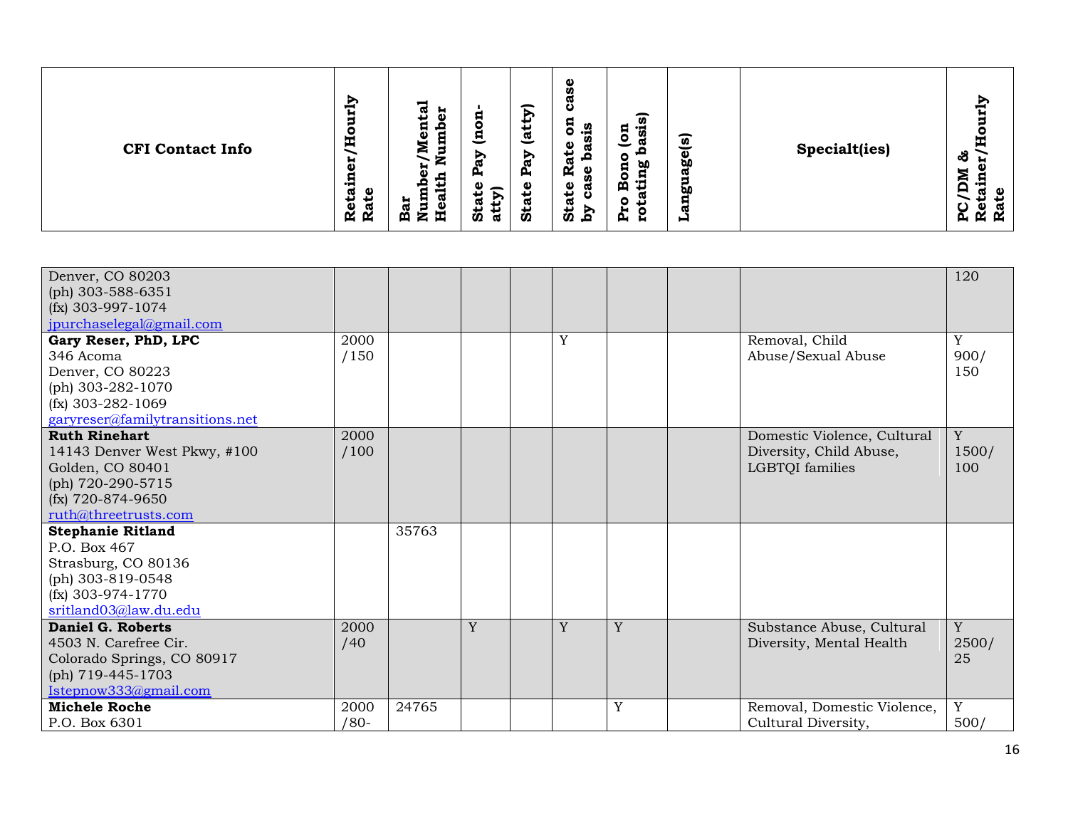| CFI Contact Info | Retainer/Hourly Rate | Bar Number/Mental Health Number | State Pay (non-atty) | State Pay (atty) | State Rate on case by case basis | Pro Bono (on rotating basis) | Language(s) | Specialt(ies) | PC/DM & Retainer/Hourly Rate |
|---|---|---|---|---|---|---|---|---|---|
| Denver, CO 80203<br>(ph) 303-588-6351<br>(fx) 303-997-1074<br>jpurchaselegal@gmail.com | | | | | | | | | 120 |
| **Gary Reser, PhD, LPC**<br>346 Acoma<br>Denver, CO 80223<br>(ph) 303-282-1070<br>(fx) 303-282-1069<br>garyreser@familytransitions.net | 2000 /150 | | | | Y | | | Removal, Child Abuse/Sexual Abuse | Y 900/ 150 |
| **Ruth Rinehart**<br>14143 Denver West Pkwy, #100<br>Golden, CO 80401<br>(ph) 720-290-5715<br>(fx) 720-874-9650<br>ruth@threetrusts.com | 2000 /100 | | | | | | | Domestic Violence, Cultural Diversity, Child Abuse, LGBTQI families | Y 1500/ 100 |
| **Stephanie Ritland**<br>P.O. Box 467<br>Strasburg, CO 80136<br>(ph) 303-819-0548<br>(fx) 303-974-1770<br>sritland03@law.du.edu | | 35763 | | | | | | | |
| **Daniel G. Roberts**<br>4503 N. Carefree Cir.<br>Colorado Springs, CO 80917<br>(ph) 719-445-1703<br>Istepnow333@gmail.com | 2000 /40 | | Y | | Y | Y | | Substance Abuse, Cultural Diversity, Mental Health | Y 2500/ 25 |
| **Michele Roche**<br>P.O. Box 6301 | 2000 /80- | 24765 | | | | Y | | Removal, Domestic Violence, Cultural Diversity, | Y 500/ |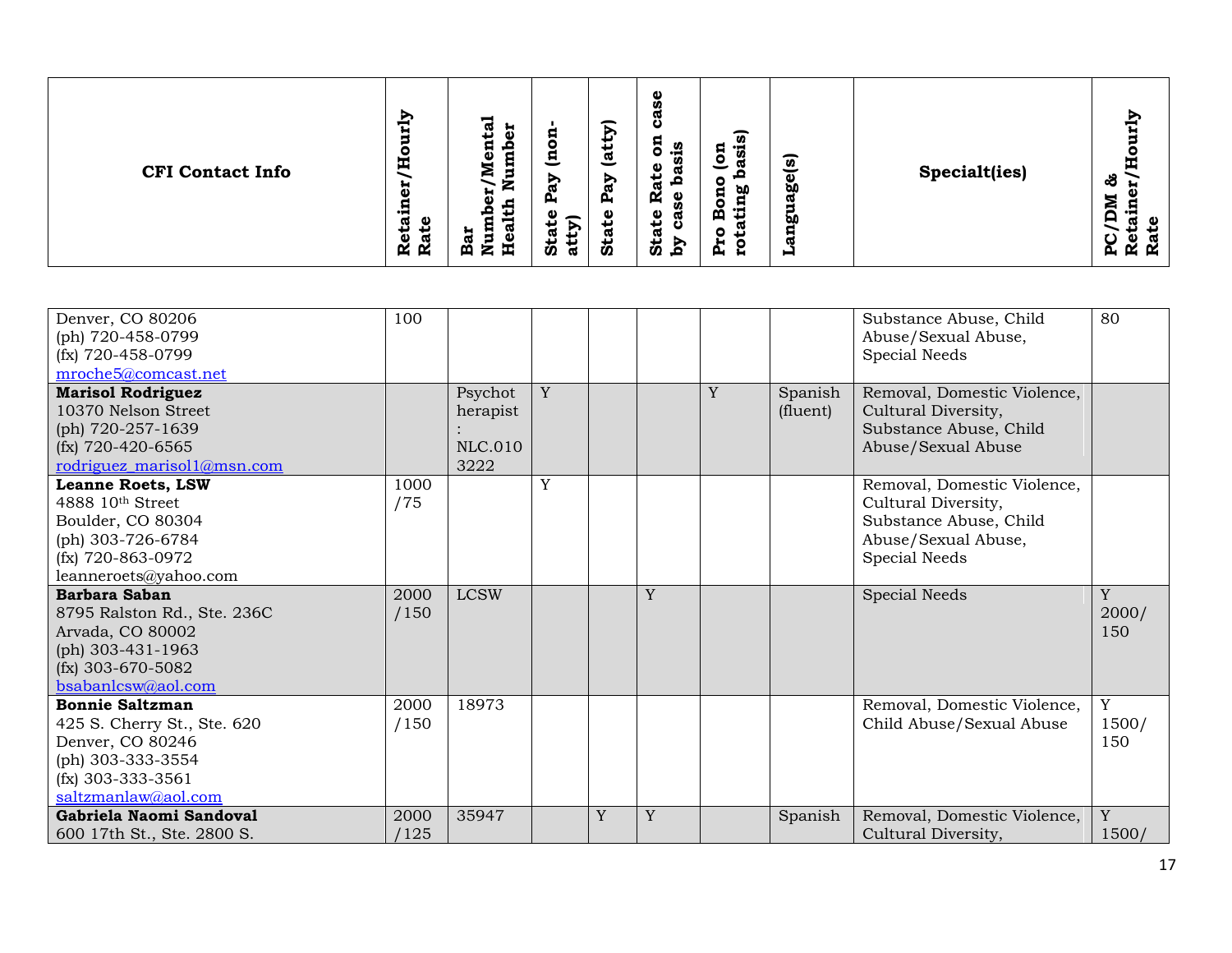| CFI Contact Info | Retainer/Hourly Rate | Bar Number/Mental Health Number | State Pay (non-atty) | State Pay (atty) | State Rate on case by case basis | Pro Bono (on rotating basis) | Language(s) | Specialt(ies) | PC/DM & Retainer/Hourly Rate |
|---|---|---|---|---|---|---|---|---|---|
| Denver, CO 80206<br>(ph) 720-458-0799<br>(fx) 720-458-0799<br>mroche5@comcast.net | 100 | | | | | | | Substance Abuse, Child Abuse/Sexual Abuse, Special Needs | 80 |
| **Marisol Rodriguez**<br>10370 Nelson Street<br>(ph) 720-257-1639<br>(fx) 720-420-6565<br>rodriguez_marisol1@msn.com | | Psychotherapist: NLC.0103222 | Y | | | Y | Spanish (fluent) | Removal, Domestic Violence, Cultural Diversity, Substance Abuse, Child Abuse/Sexual Abuse | |
| **Leanne Roets, LSW**<br>4888 10th Street<br>Boulder, CO 80304<br>(ph) 303-726-6784<br>(fx) 720-863-0972<br>leanneroets@yahoo.com | 1000/75 | | Y | | | | | Removal, Domestic Violence, Cultural Diversity, Substance Abuse, Child Abuse/Sexual Abuse, Special Needs | |
| **Barbara Saban**<br>8795 Ralston Rd., Ste. 236C<br>Arvada, CO 80002<br>(ph) 303-431-1963<br>(fx) 303-670-5082<br>bsabanlcsw@aol.com | 2000/150 | LCSW | | | Y | | | Special Needs | Y 2000/150 |
| **Bonnie Saltzman**<br>425 S. Cherry St., Ste. 620<br>Denver, CO 80246<br>(ph) 303-333-3554<br>(fx) 303-333-3561<br>saltzmanlaw@aol.com | 2000/150 | 18973 | | | | | | Removal, Domestic Violence, Child Abuse/Sexual Abuse | Y 1500/150 |
| **Gabriela Naomi Sandoval**<br>600 17th St., Ste. 2800 S. | 2000/125 | 35947 | | Y | Y | | Spanish | Removal, Domestic Violence, Cultural Diversity, | Y 1500/ |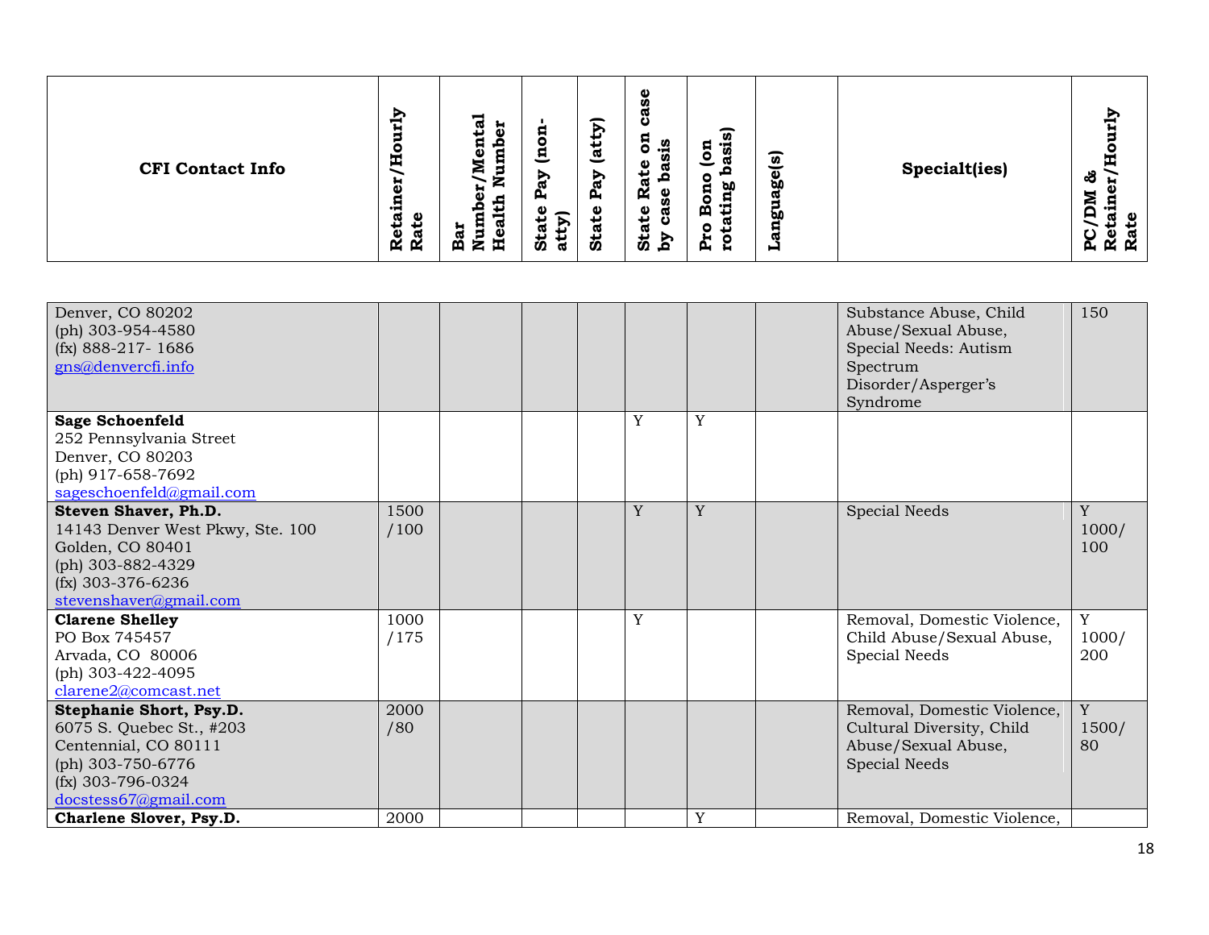| CFI Contact Info | Retainer/Hourly Rate | Bar Number/Mental Health Number | State Pay (non-atty) | State Pay (atty) | State Rate on case by case basis | Pro Bono (on rotating basis) | Language(s) | Specialt(ies) | PC/DM & Retainer/Hourly Rate |
|---|---|---|---|---|---|---|---|---|---|
| Denver, CO 80202<br>(ph) 303-954-4580<br>(fx) 888-217- 1686<br>gns@denvercfi.info | | | | | | | | Substance Abuse, Child Abuse/Sexual Abuse, Special Needs: Autism Spectrum Disorder/Asperger's Syndrome | 150 |
| **Sage Schoenfeld**<br>252 Pennsylvania Street<br>Denver, CO 80203<br>(ph) 917-658-7692<br>sageschoenfeld@gmail.com | | | | | Y | Y | | | |
| **Steven Shaver, Ph.D.**<br>14143 Denver West Pkwy, Ste. 100<br>Golden, CO 80401<br>(ph) 303-882-4329<br>(fx) 303-376-6236<br>stevenshaver@gmail.com | 1500 /100 | | | | Y | Y | | Special Needs | Y 1000/ 100 |
| **Clarene Shelley**<br>PO Box 745457<br>Arvada, CO 80006<br>(ph) 303-422-4095<br>clarene2@comcast.net | 1000 /175 | | | | Y | | | Removal, Domestic Violence, Child Abuse/Sexual Abuse, Special Needs | Y 1000/ 200 |
| **Stephanie Short, Psy.D.**<br>6075 S. Quebec St., #203<br>Centennial, CO 80111<br>(ph) 303-750-6776<br>(fx) 303-796-0324<br>docstess67@gmail.com | 2000 /80 | | | | | | | Removal, Domestic Violence, Cultural Diversity, Child Abuse/Sexual Abuse, Special Needs | Y 1500/ 80 |
| **Charlene Slover, Psy.D.** | 2000 | | | | | Y | | Removal, Domestic Violence, | |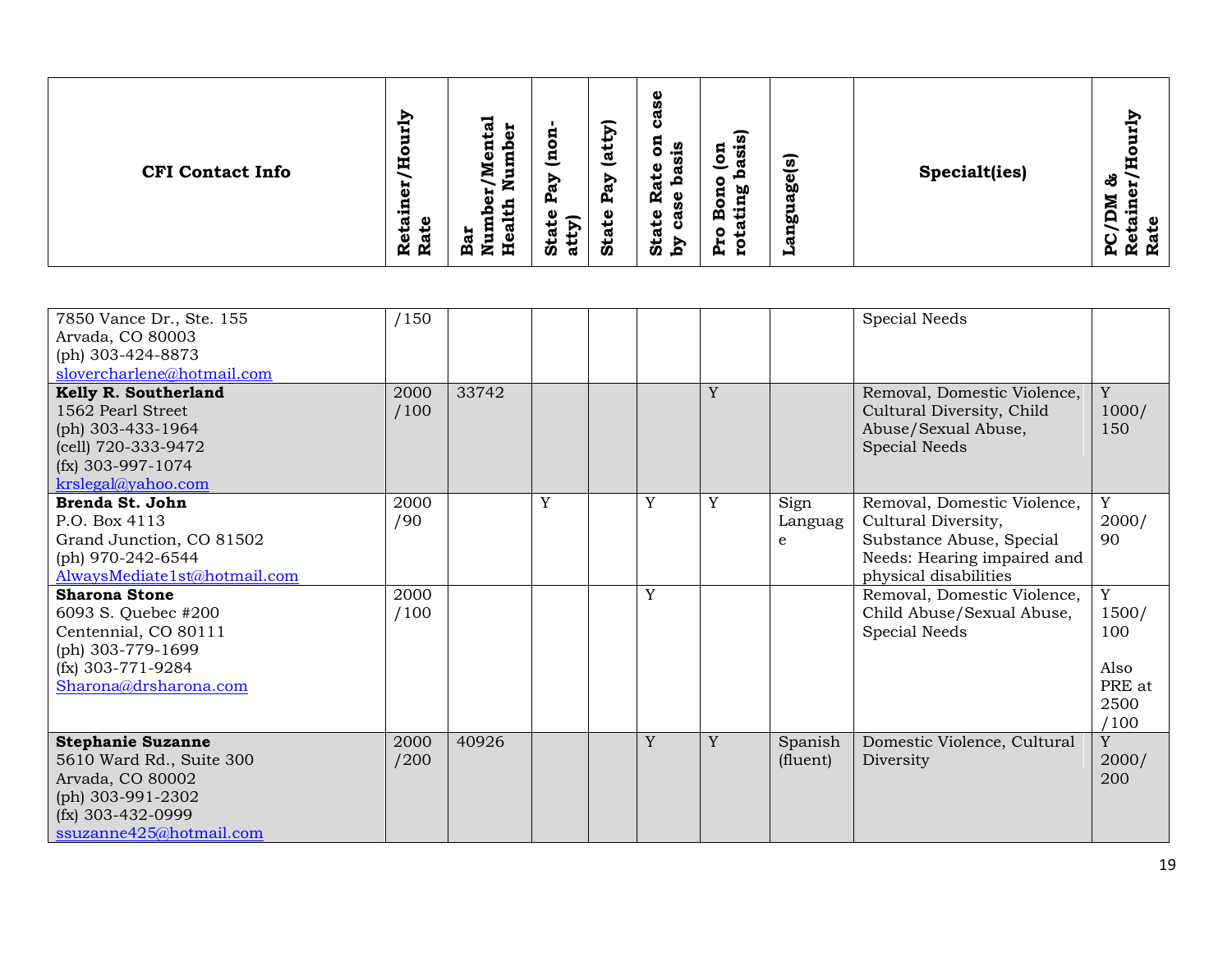| CFI Contact Info | Retainer/Hourly Rate | Bar Number/Mental Health Number | State Pay (non-atty) | State Pay (atty) | State Rate on case by case basis | Pro Bono (on rotating basis) | Language(s) | Specialt(ies) | PC/DM & Retainer/Hourly Rate |
|---|---|---|---|---|---|---|---|---|---|
| 7850 Vance Dr., Ste. 155<br>Arvada, CO 80003<br>(ph) 303-424-8873<br>slovercharlene@hotmail.com | /150 | | | | | | | Special Needs | |
| **Kelly R. Southerland**<br>1562 Pearl Street<br>(ph) 303-433-1964<br>(cell) 720-333-9472<br>(fx) 303-997-1074<br>krslegal@yahoo.com | 2000 /100 | 33742 | | | | Y | | Removal, Domestic Violence, Cultural Diversity, Child Abuse/Sexual Abuse, Special Needs | Y 1000/ 150 |
| **Brenda St. John**<br>P.O. Box 4113<br>Grand Junction, CO 81502<br>(ph) 970-242-6544<br>AlwaysMediate1st@hotmail.com | 2000 /90 | | Y | | Y | Y | Sign Language | Removal, Domestic Violence, Cultural Diversity, Substance Abuse, Special Needs: Hearing impaired and physical disabilities | Y 2000/ 90 |
| **Sharona Stone**<br>6093 S. Quebec #200<br>Centennial, CO 80111<br>(ph) 303-779-1699<br>(fx) 303-771-9284<br>Sharona@drsharona.com | 2000 /100 | | | | Y | | | Removal, Domestic Violence, Child Abuse/Sexual Abuse, Special Needs | Y 1500/ 100<br><br>Also PRE at 2500 /100 |
| **Stephanie Suzanne**<br>5610 Ward Rd., Suite 300<br>Arvada, CO 80002<br>(ph) 303-991-2302<br>(fx) 303-432-0999<br>ssuzanne425@hotmail.com | 2000 /200 | 40926 | | | Y | Y | Spanish (fluent) | Domestic Violence, Cultural Diversity | Y 2000/ 200 |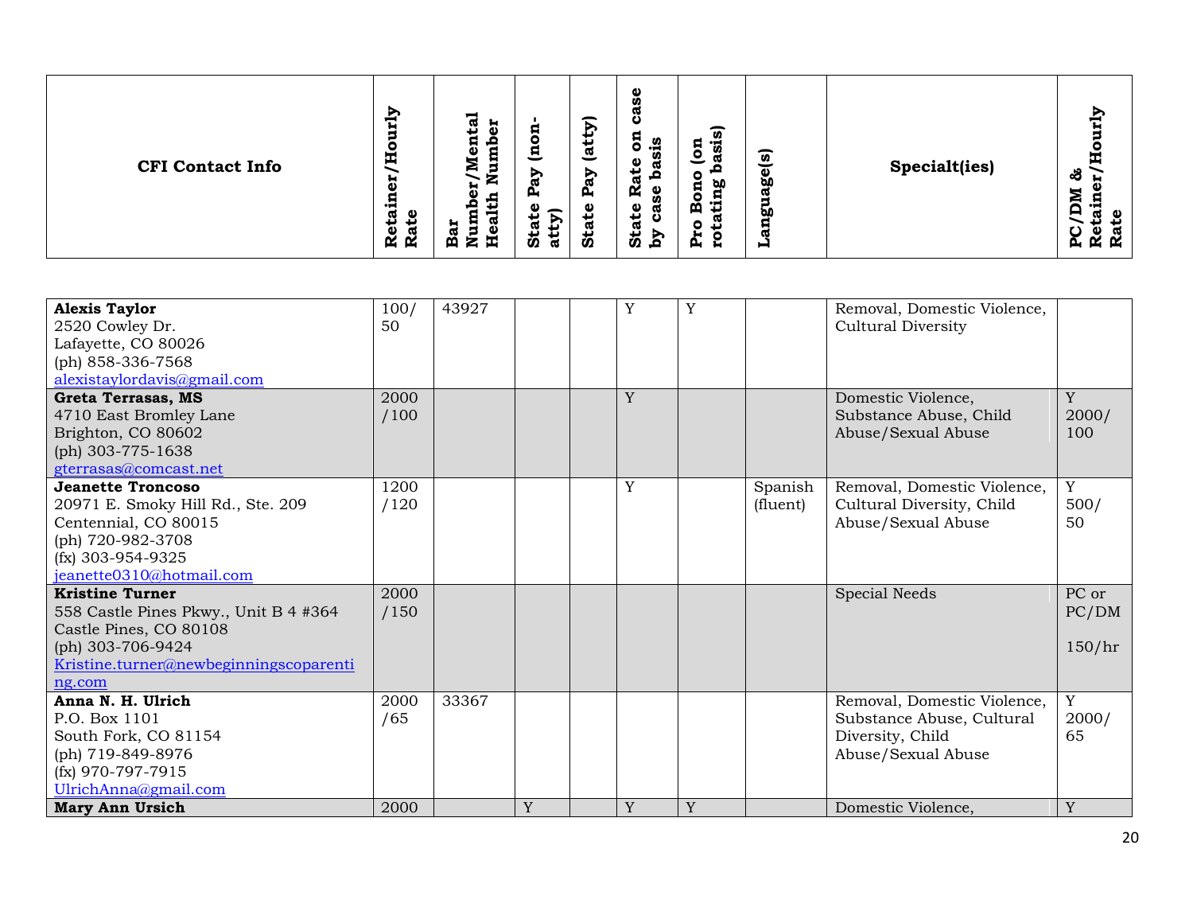| CFI Contact Info | Retainer/Hourly Rate | Bar Number/Mental Health Number | State Pay (non-atty) | State Pay (atty) | State Rate on case by case basis | Pro Bono (on rotating basis) | Language(s) | Specialt(ies) | PC/DM & Retainer/Hourly Rate |
|---|---|---|---|---|---|---|---|---|---|
| **Alexis Taylor**<br>2520 Cowley Dr.<br>Lafayette, CO 80026<br>(ph) 858-336-7568<br>alexistaylordavis@gmail.com | 100/ 50 | 43927 | | | Y | Y | | Removal, Domestic Violence, Cultural Diversity | |
| **Greta Terrasas, MS**<br>4710 East Bromley Lane<br>Brighton, CO 80602<br>(ph) 303-775-1638<br>gterrasas@comcast.net | 2000 /100 | | | | Y | | | Domestic Violence, Substance Abuse, Child Abuse/Sexual Abuse | Y<br>2000/ 100 |
| **Jeanette Troncoso**<br>20971 E. Smoky Hill Rd., Ste. 209<br>Centennial, CO 80015<br>(ph) 720-982-3708<br>(fx) 303-954-9325<br>jeanette0310@hotmail.com | 1200 /120 | | | | Y | | Spanish (fluent) | Removal, Domestic Violence, Cultural Diversity, Child Abuse/Sexual Abuse | Y<br>500/ 50 |
| **Kristine Turner**<br>558 Castle Pines Pkwy., Unit B 4 #364<br>Castle Pines, CO 80108<br>(ph) 303-706-9424<br>Kristine.turner@newbeginningscoparenting.com | 2000 /150 | | | | | | | Special Needs | PC or PC/DM<br><br>150/hr |
| **Anna N. H. Ulrich**<br>P.O. Box 1101<br>South Fork, CO 81154<br>(ph) 719-849-8976<br>(fx) 970-797-7915<br>UlrichAnna@gmail.com | 2000 /65 | 33367 | | | | | | Removal, Domestic Violence, Substance Abuse, Cultural Diversity, Child Abuse/Sexual Abuse | Y<br>2000/ 65 |
| **Mary Ann Ursich** | 2000 | | Y | | Y | Y | | Domestic Violence, | Y |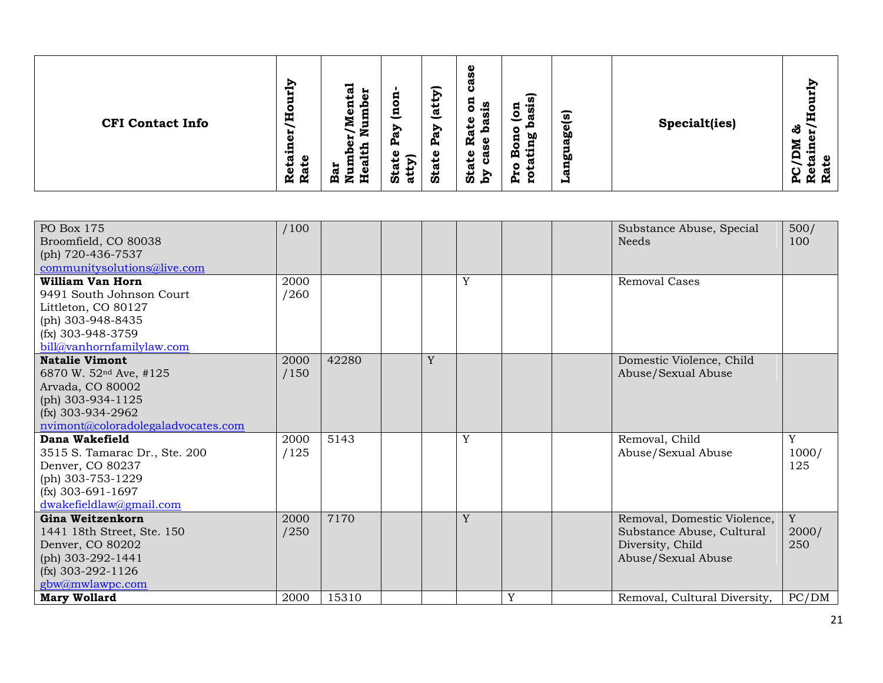| CFI Contact Info | Retainer/Hourly Rate | Bar Number/Mental Health Number | State Pay (non-atty) | State Pay (atty) | State Rate on case by case basis | Pro Bono (on rotating basis) | Language(s) | Specialt(ies) | PC/DM & Retainer/Hourly Rate |
|---|---|---|---|---|---|---|---|---|---|
| PO Box 175<br>Broomfield, CO 80038<br>(ph) 720-436-7537<br>communitysolutions@live.com | /100 | | | | | | | Substance Abuse, Special Needs | 500/<br>100 |
| **William Van Horn**<br>9491 South Johnson Court<br>Littleton, CO 80127<br>(ph) 303-948-8435<br>(fx) 303-948-3759<br>bill@vanhornfamilylaw.com | 2000<br>/260 | | | | Y | | | Removal Cases | |
| **Natalie Vimont**<br>6870 W. 52nd Ave, #125<br>Arvada, CO 80002<br>(ph) 303-934-1125<br>(fx) 303-934-2962<br>nvimont@coloradolegaladvocates.com | 2000<br>/150 | 42280 | | Y | | | | Domestic Violence, Child Abuse/Sexual Abuse | |
| **Dana Wakefield**<br>3515 S. Tamarac Dr., Ste. 200<br>Denver, CO 80237<br>(ph) 303-753-1229<br>(fx) 303-691-1697<br>dwakefieldlaw@gmail.com | 2000<br>/125 | 5143 | | | Y | | | Removal, Child Abuse/Sexual Abuse | Y<br>1000/<br>125 |
| **Gina Weitzenkorn**<br>1441 18th Street, Ste. 150<br>Denver, CO 80202<br>(ph) 303-292-1441<br>(fx) 303-292-1126<br>gbw@mwlawpc.com | 2000<br>/250 | 7170 | | | Y | | | Removal, Domestic Violence, Substance Abuse, Cultural Diversity, Child Abuse/Sexual Abuse | Y<br>2000/<br>250 |
| **Mary Wollard** | 2000 | 15310 | | | | Y | | Removal, Cultural Diversity, | PC/DM |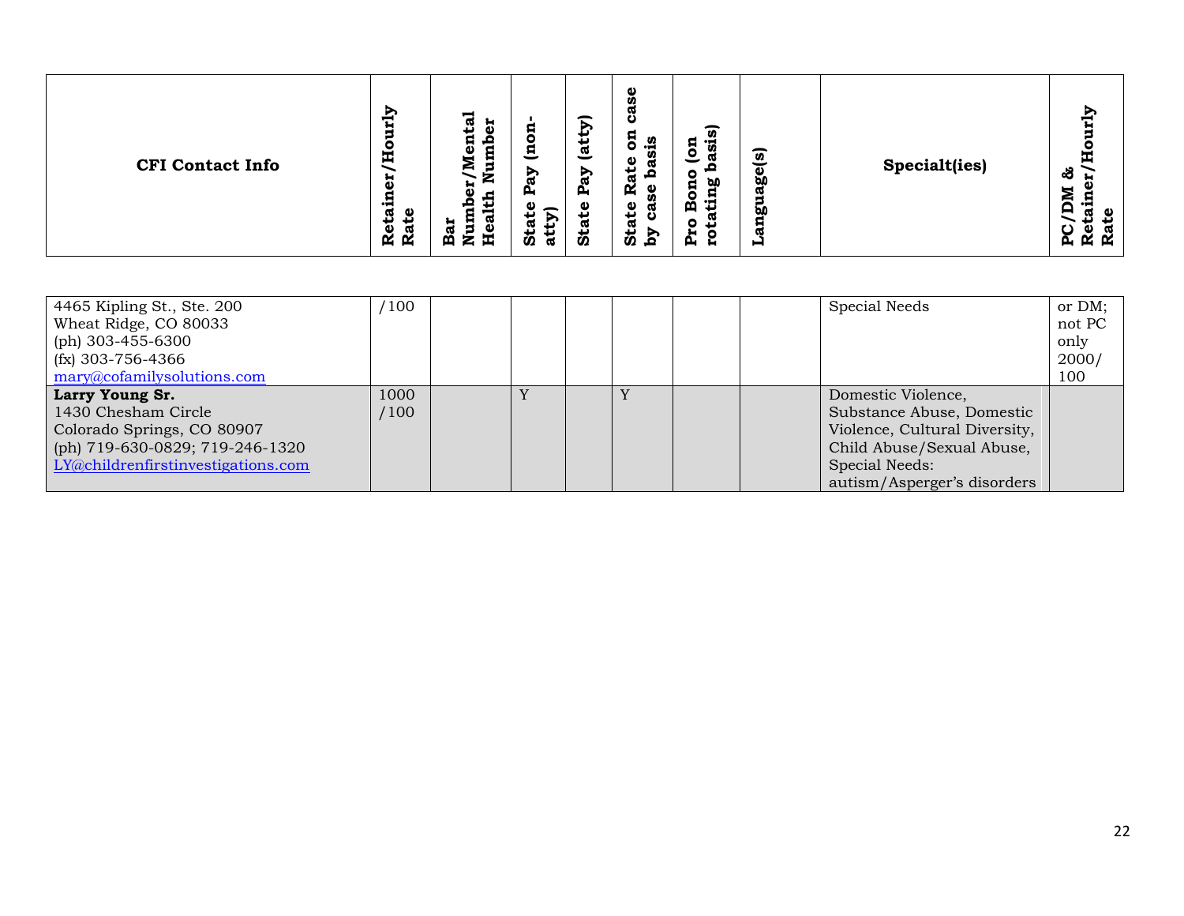| CFI Contact Info | Retainer/Hourly Rate | Bar Number/Mental Health Number | State Pay (non-atty) | State Pay (atty) | State Rate on case by case basis | Pro Bono (on rotating basis) | Language(s) | Specialt(ies) | PC/DM & Retainer/Hourly Rate |
|---|---|---|---|---|---|---|---|---|---|
| 4465 Kipling St., Ste. 200<br>Wheat Ridge, CO 80033<br>(ph) 303-455-6300<br>(fx) 303-756-4366<br>mary@cofamilysolutions.com | /100 | | | | | | | Special Needs | or DM; not PC only 2000/100 |
| **Larry Young Sr.**<br>1430 Chesham Circle<br>Colorado Springs, CO 80907<br>(ph) 719-630-0829; 719-246-1320<br>LY@childrenfirstinvestigations.com | 1000/100 | | Y | | Y | | | Domestic Violence, Substance Abuse, Domestic Violence, Cultural Diversity, Child Abuse/Sexual Abuse, Special Needs: autism/Asperger's disorders | |